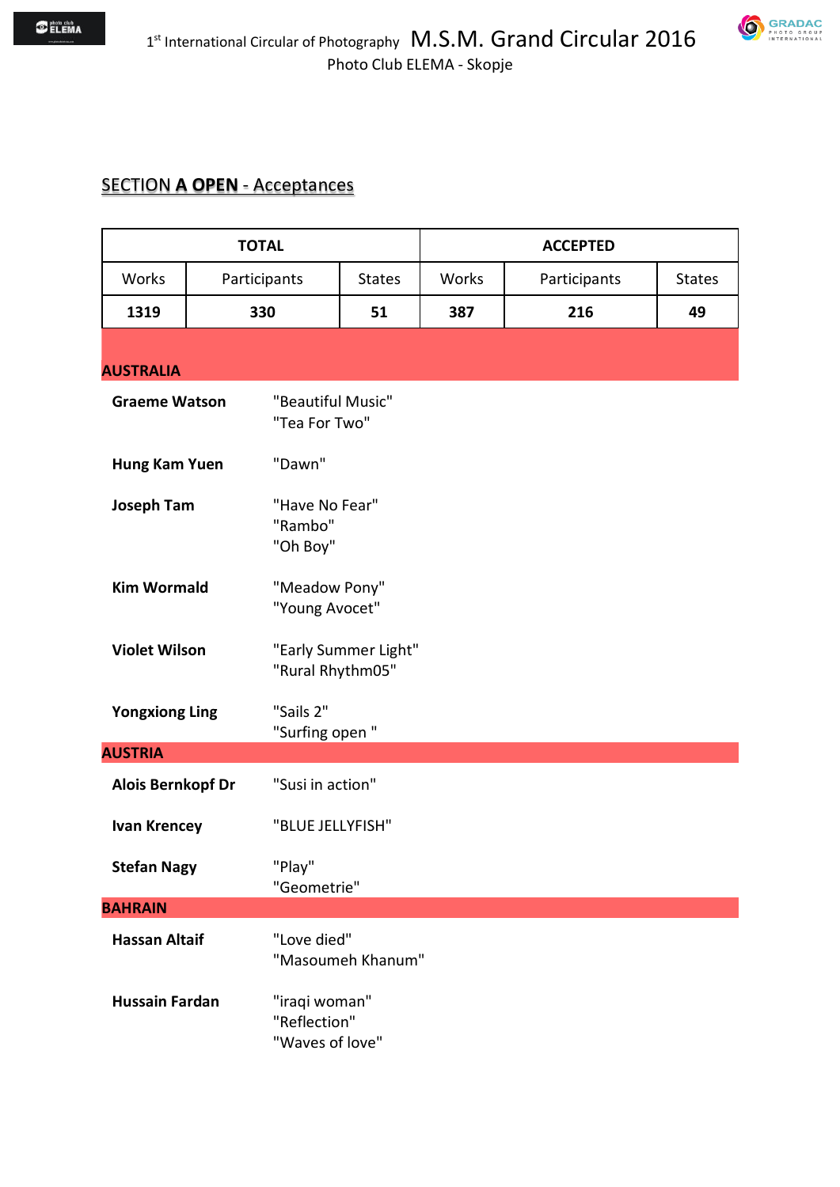1st International Circular of Photography **M.S.M. Grand Circular 2016**

Photo Club ELEMA - Skopje

## SECTION A OPEN - Acceptances

| TOTAL | | | ACCEPTED | | |
|---|---|---|---|---|---|
| Works | Participants | States | Works | Participants | States |
| **1319** | **330** | **51** | **387** | **216** | **49** |

### AUSTRALIA

**Graeme Watson**
"Beautiful Music"
"Tea For Two"

**Hung Kam Yuen**
"Dawn"

**Joseph Tam**
"Have No Fear"
"Rambo"
"Oh Boy"

**Kim Wormald**
"Meadow Pony"
"Young Avocet"

**Violet Wilson**
"Early Summer Light"
"Rural Rhythm05"

**Yongxiong Ling**
"Sails 2"
"Surfing open "

### AUSTRIA

**Alois Bernkopf Dr**
"Susi in action"

**Ivan Krencey**
"BLUE JELLYFISH"

**Stefan Nagy**
"Play"
"Geometrie"

### BAHRAIN

**Hassan Altaif**
"Love died"
"Masoumeh Khanum"

**Hussain Fardan**
"iraqi woman"
"Reflection"
"Waves of love"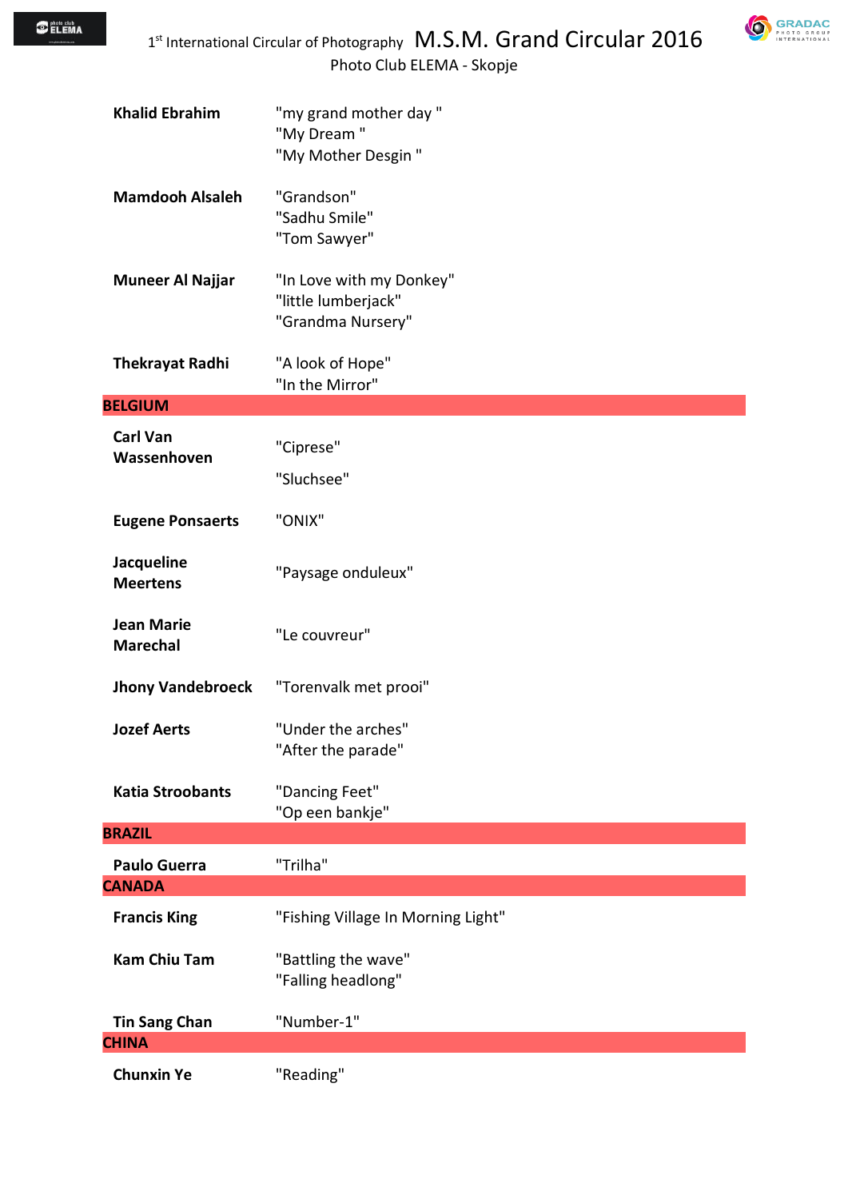| | |
|---|---|
| **Khalid Ebrahim** | "my grand mother day "<br>"My Dream "<br>"My Mother Desgin " |
| **Mamdooh Alsaleh** | "Grandson"<br>"Sadhu Smile"<br>"Tom Sawyer" |
| **Muneer Al Najjar** | "In Love with my Donkey"<br>"little lumberjack"<br>"Grandma Nursery" |
| **Thekrayat Radhi** | "A look of Hope"<br>"In the Mirror" |

## BELGIUM

| | |
|---|---|
| **Carl Van Wassenhoven** | "Ciprese"<br>"Sluchsee" |
| **Eugene Ponsaerts** | "ONIX" |
| **Jacqueline Meertens** | "Paysage onduleux" |
| **Jean Marie Marechal** | "Le couvreur" |
| **Jhony Vandebroeck** | "Torenvalk met prooi" |
| **Jozef Aerts** | "Under the arches"<br>"After the parade" |
| **Katia Stroobants** | "Dancing Feet"<br>"Op een bankje" |

## BRAZIL

| | |
|---|---|
| **Paulo Guerra** | "Trilha" |

## CANADA

| | |
|---|---|
| **Francis King** | "Fishing Village In Morning Light" |
| **Kam Chiu Tam** | "Battling the wave"<br>"Falling headlong" |
| **Tin Sang Chan** | "Number-1" |

## CHINA

| | |
|---|---|
| **Chunxin Ye** | "Reading" |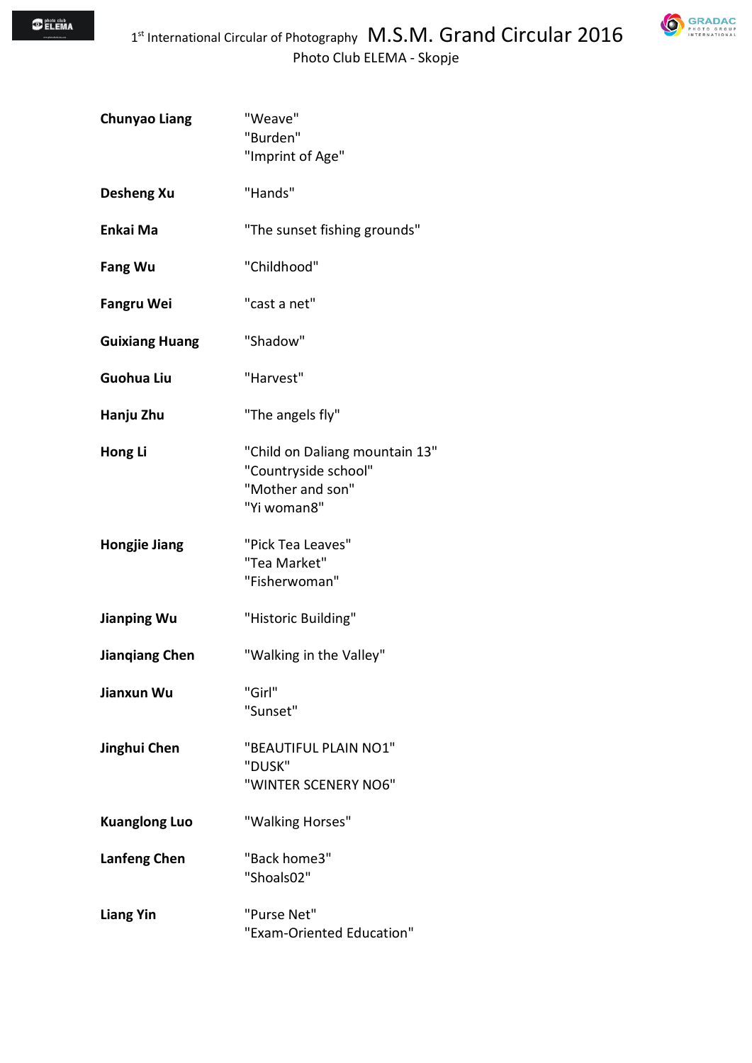| | |
|---|---|
| **Chunyao Liang** | "Weave"<br>"Burden"<br>"Imprint of Age" |
| **Desheng Xu** | "Hands" |
| **Enkai Ma** | "The sunset fishing grounds" |
| **Fang Wu** | "Childhood" |
| **Fangru Wei** | "cast a net" |
| **Guixiang Huang** | "Shadow" |
| **Guohua Liu** | "Harvest" |
| **Hanju Zhu** | "The angels fly" |
| **Hong Li** | "Child on Daliang mountain 13"<br>"Countryside school"<br>"Mother and son"<br>"Yi woman8" |
| **Hongjie Jiang** | "Pick Tea Leaves"<br>"Tea Market"<br>"Fisherwoman" |
| **Jianping Wu** | "Historic Building" |
| **Jianqiang Chen** | "Walking in the Valley" |
| **Jianxun Wu** | "Girl"<br>"Sunset" |
| **Jinghui Chen** | "BEAUTIFUL PLAIN NO1"<br>"DUSK"<br>"WINTER SCENERY NO6" |
| **Kuanglong Luo** | "Walking Horses" |
| **Lanfeng Chen** | "Back home3"<br>"Shoals02" |
| **Liang Yin** | "Purse Net"<br>"Exam-Oriented Education" |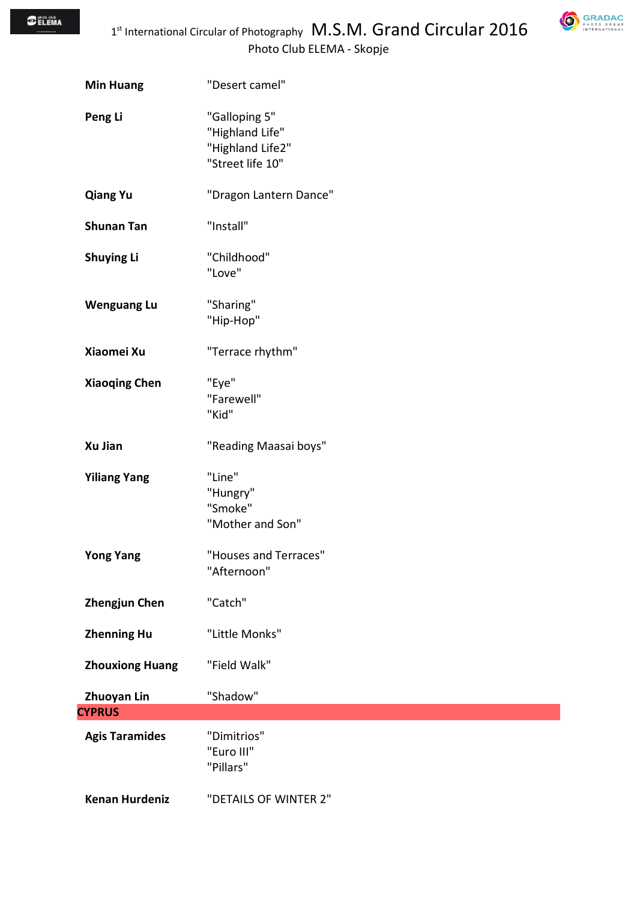| | |
|---|---|
| **Min Huang** | "Desert camel" |
| **Peng Li** | "Galloping 5"<br>"Highland Life"<br>"Highland Life2"<br>"Street life 10" |
| **Qiang Yu** | "Dragon Lantern Dance" |
| **Shunan Tan** | "Install" |
| **Shuying Li** | "Childhood"<br>"Love" |
| **Wenguang Lu** | "Sharing"<br>"Hip-Hop" |
| **Xiaomei Xu** | "Terrace rhythm" |
| **Xiaoqing Chen** | "Eye"<br>"Farewell"<br>"Kid" |
| **Xu Jian** | "Reading Maasai boys" |
| **Yiliang Yang** | "Line"<br>"Hungry"<br>"Smoke"<br>"Mother and Son" |
| **Yong Yang** | "Houses and Terraces"<br>"Afternoon" |
| **Zhengjun Chen** | "Catch" |
| **Zhenning Hu** | "Little Monks" |
| **Zhouxiong Huang** | "Field Walk" |
| **Zhuoyan Lin** | "Shadow" |

## CYPRUS

| | |
|---|---|
| **Agis Taramides** | "Dimitrios"<br>"Euro III"<br>"Pillars" |
| **Kenan Hurdeniz** | "DETAILS OF WINTER 2" |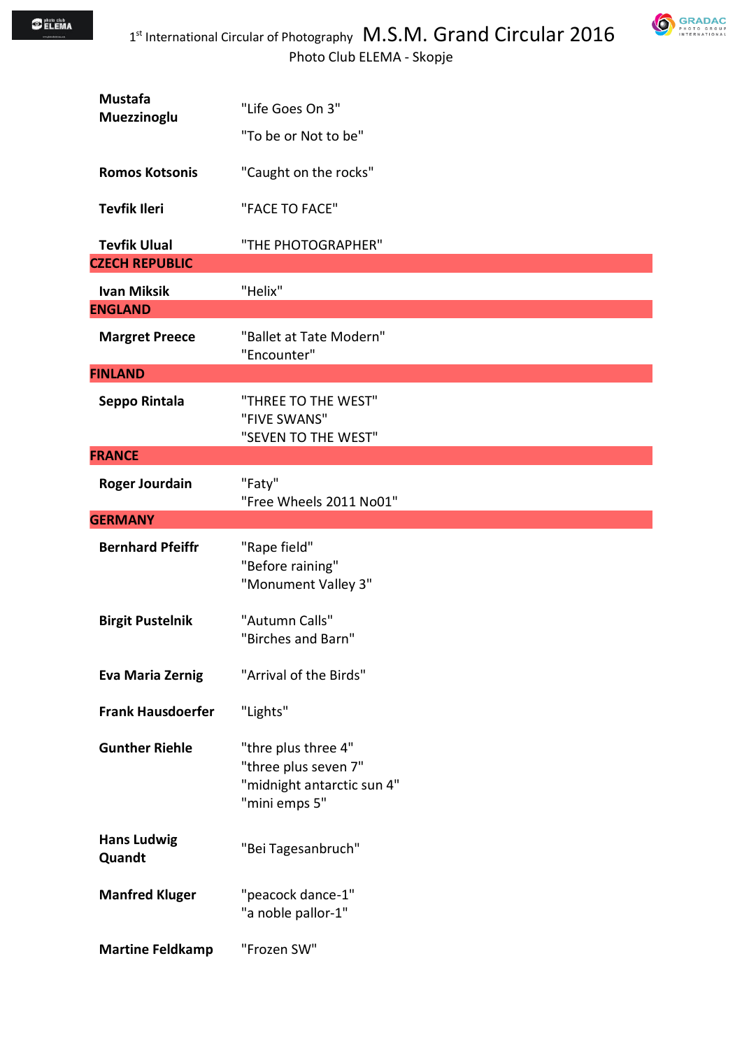| | |
|---|---|
| **Mustafa Muezzinoglu** | "Life Goes On 3" |
| | "To be or Not to be" |
| **Romos Kotsonis** | "Caught on the rocks" |
| **Tevfik Ileri** | "FACE TO FACE" |
| **Tevfik Ulual** | "THE PHOTOGRAPHER" |
| **CZECH REPUBLIC** | |
| **Ivan Miksik** | "Helix" |
| **ENGLAND** | |
| **Margret Preece** | "Ballet at Tate Modern" |
| | "Encounter" |
| **FINLAND** | |
| **Seppo Rintala** | "THREE TO THE WEST" |
| | "FIVE SWANS" |
| | "SEVEN TO THE WEST" |
| **FRANCE** | |
| **Roger Jourdain** | "Faty" |
| | "Free Wheels 2011 No01" |
| **GERMANY** | |
| **Bernhard Pfeiffr** | "Rape field" |
| | "Before raining" |
| | "Monument Valley 3" |
| **Birgit Pustelnik** | "Autumn Calls" |
| | "Birches and Barn" |
| **Eva Maria Zernig** | "Arrival of the Birds" |
| **Frank Hausdoerfer** | "Lights" |
| **Gunther Riehle** | "thre plus three 4" |
| | "three plus seven 7" |
| | "midnight antarctic sun 4" |
| | "mini emps 5" |
| **Hans Ludwig Quandt** | "Bei Tagesanbruch" |
| **Manfred Kluger** | "peacock dance-1" |
| | "a noble pallor-1" |
| **Martine Feldkamp** | "Frozen SW" |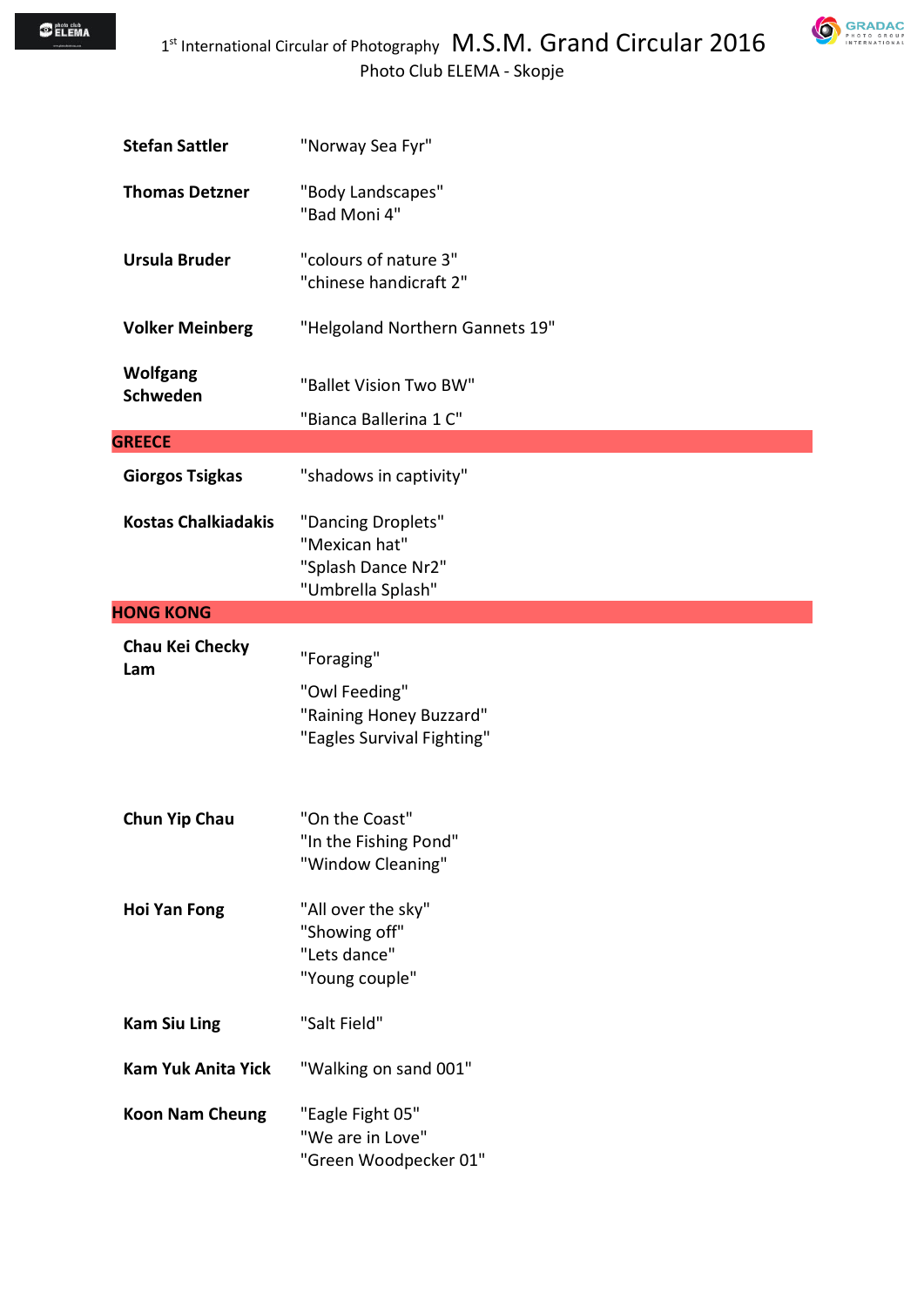| | |
|---|---|
| **Stefan Sattler** | "Norway Sea Fyr" |
| **Thomas Detzner** | "Body Landscapes"<br>"Bad Moni 4" |
| **Ursula Bruder** | "colours of nature 3"<br>"chinese handicraft 2" |
| **Volker Meinberg** | "Helgoland Northern Gannets 19" |
| **Wolfgang Schweden** | "Ballet Vision Two BW"<br>"Bianca Ballerina 1 C" |
| **GREECE** | |
| **Giorgos Tsigkas** | "shadows in captivity" |
| **Kostas Chalkiadakis** | "Dancing Droplets"<br>"Mexican hat"<br>"Splash Dance Nr2"<br>"Umbrella Splash" |
| **HONG KONG** | |
| **Chau Kei Checky Lam** | "Foraging"<br>"Owl Feeding"<br>"Raining Honey Buzzard"<br>"Eagles Survival Fighting" |
| **Chun Yip Chau** | "On the Coast"<br>"In the Fishing Pond"<br>"Window Cleaning" |
| **Hoi Yan Fong** | "All over the sky"<br>"Showing off"<br>"Lets dance"<br>"Young couple" |
| **Kam Siu Ling** | "Salt Field" |
| **Kam Yuk Anita Yick** | "Walking on sand 001" |
| **Koon Nam Cheung** | "Eagle Fight 05"<br>"We are in Love"<br>"Green Woodpecker 01" |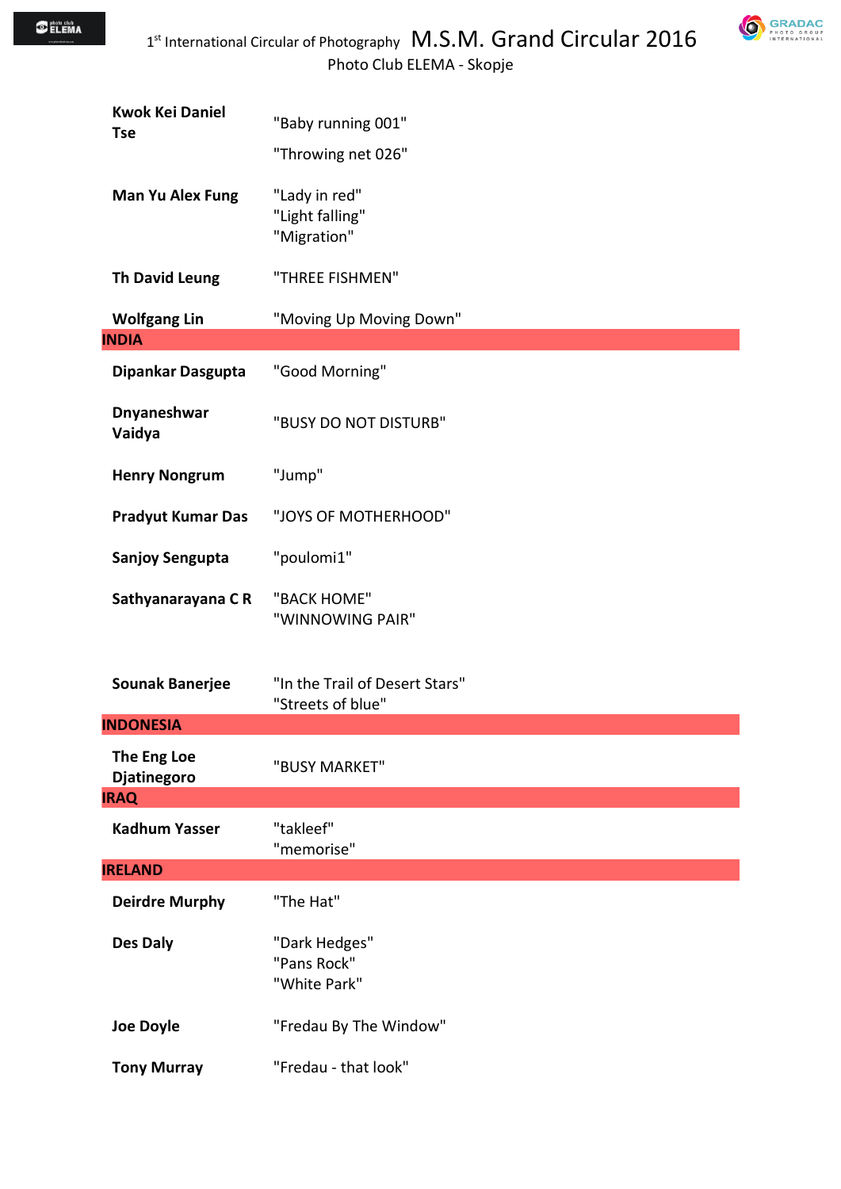| | |
|---|---|
| **Kwok Kei Daniel Tse** | "Baby running 001"<br>"Throwing net 026" |
| **Man Yu Alex Fung** | "Lady in red"<br>"Light falling"<br>"Migration" |
| **Th David Leung** | "THREE FISHMEN" |
| **Wolfgang Lin** | "Moving Up Moving Down" |
| **INDIA** | |
| **Dipankar Dasgupta** | "Good Morning" |
| **Dnyaneshwar Vaidya** | "BUSY DO NOT DISTURB" |
| **Henry Nongrum** | "Jump" |
| **Pradyut Kumar Das** | "JOYS OF MOTHERHOOD" |
| **Sanjoy Sengupta** | "poulomi1" |
| **Sathyanarayana C R** | "BACK HOME"<br>"WINNOWING PAIR" |
| **Sounak Banerjee** | "In the Trail of Desert Stars"<br>"Streets of blue" |
| **INDONESIA** | |
| **The Eng Loe Djatinegoro** | "BUSY MARKET" |
| **IRAQ** | |
| **Kadhum Yasser** | "takleef"<br>"memorise" |
| **IRELAND** | |
| **Deirdre Murphy** | "The Hat" |
| **Des Daly** | "Dark Hedges"<br>"Pans Rock"<br>"White Park" |
| **Joe Doyle** | "Fredau By The Window" |
| **Tony Murray** | "Fredau - that look" |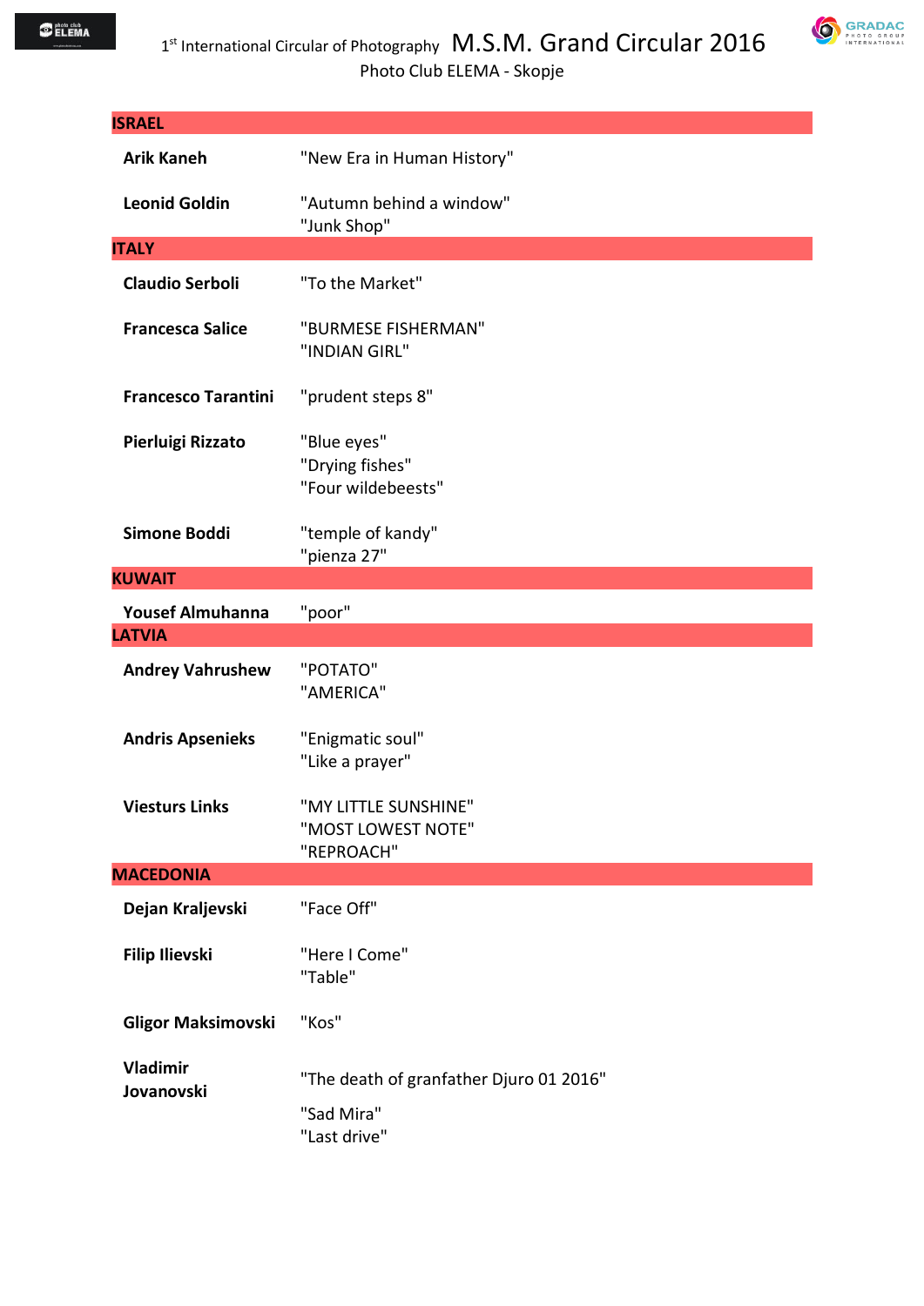| | |
|---|---|
| **ISRAEL** | |
| **Arik Kaneh** | "New Era in Human History" |
| **Leonid Goldin** | "Autumn behind a window"<br>"Junk Shop" |
| **ITALY** | |
| **Claudio Serboli** | "To the Market" |
| **Francesca Salice** | "BURMESE FISHERMAN"<br>"INDIAN GIRL" |
| **Francesco Tarantini** | "prudent steps 8" |
| **Pierluigi Rizzato** | "Blue eyes"<br>"Drying fishes"<br>"Four wildebeests" |
| **Simone Boddi** | "temple of kandy"<br>"pienza 27" |
| **KUWAIT** | |
| **Yousef Almuhanna** | "poor" |
| **LATVIA** | |
| **Andrey Vahrushew** | "POTATO"<br>"AMERICA" |
| **Andris Apsenieks** | "Enigmatic soul"<br>"Like a prayer" |
| **Viesturs Links** | "MY LITTLE SUNSHINE"<br>"MOST LOWEST NOTE"<br>"REPROACH" |
| **MACEDONIA** | |
| **Dejan Kraljevski** | "Face Off" |
| **Filip Ilievski** | "Here I Come"<br>"Table" |
| **Gligor Maksimovski** | "Kos" |
| **Vladimir Jovanovski** | "The death of granfather Djuro 01 2016"<br>"Sad Mira"<br>"Last drive" |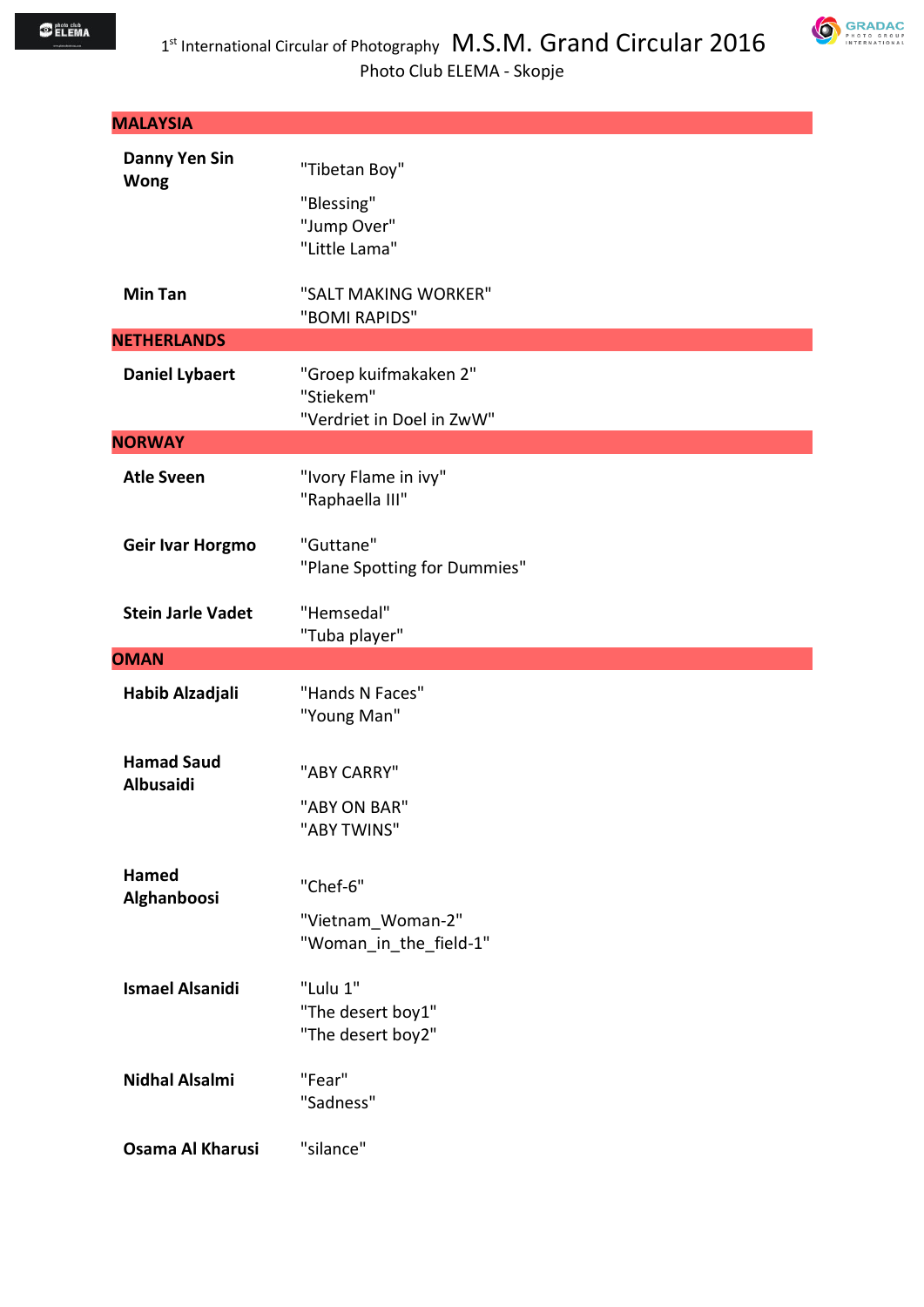## MALAYSIA

| | |
|---|---|
| **Danny Yen Sin Wong** | "Tibetan Boy" |
| | "Blessing" |
| | "Jump Over" |
| | "Little Lama" |
| **Min Tan** | "SALT MAKING WORKER" |
| | "BOMI RAPIDS" |

## NETHERLANDS

| | |
|---|---|
| **Daniel Lybaert** | "Groep kuifmakaken 2" |
| | "Stiekem" |
| | "Verdriet in Doel in ZwW" |

## NORWAY

| | |
|---|---|
| **Atle Sveen** | "Ivory Flame in ivy" |
| | "Raphaella III" |
| **Geir Ivar Horgmo** | "Guttane" |
| | "Plane Spotting for Dummies" |
| **Stein Jarle Vadet** | "Hemsedal" |
| | "Tuba player" |

## OMAN

| | |
|---|---|
| **Habib Alzadjali** | "Hands N Faces" |
| | "Young Man" |
| **Hamad Saud Albusaidi** | "ABY CARRY" |
| | "ABY ON BAR" |
| | "ABY TWINS" |
| **Hamed Alghanboosi** | "Chef-6" |
| | "Vietnam_Woman-2" |
| | "Woman_in_the_field-1" |
| **Ismael Alsanidi** | "Lulu 1" |
| | "The desert boy1" |
| | "The desert boy2" |
| **Nidhal Alsalmi** | "Fear" |
| | "Sadness" |
| **Osama Al Kharusi** | "silance" |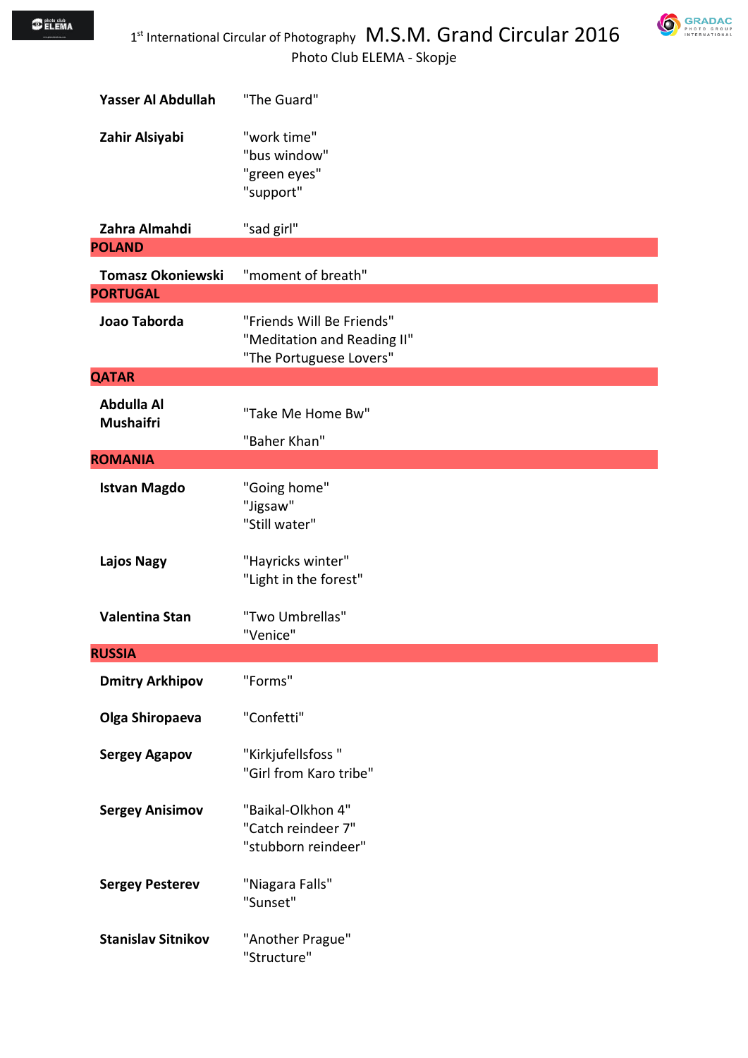| | |
|---|---|
| **Yasser Al Abdullah** | "The Guard" |
| **Zahir Alsiyabi** | "work time"<br>"bus window"<br>"green eyes"<br>"support" |
| **Zahra Almahdi** | "sad girl" |
| **POLAND** | |
| **Tomasz Okoniewski** | "moment of breath" |
| **PORTUGAL** | |
| **Joao Taborda** | "Friends Will Be Friends"<br>"Meditation and Reading II"<br>"The Portuguese Lovers" |
| **QATAR** | |
| **Abdulla Al Mushaifri** | "Take Me Home Bw"<br>"Baher Khan" |
| **ROMANIA** | |
| **Istvan Magdo** | "Going home"<br>"Jigsaw"<br>"Still water" |
| **Lajos Nagy** | "Hayricks winter"<br>"Light in the forest" |
| **Valentina Stan** | "Two Umbrellas"<br>"Venice" |
| **RUSSIA** | |
| **Dmitry Arkhipov** | "Forms" |
| **Olga Shiropaeva** | "Confetti" |
| **Sergey Agapov** | "Kirkjufellsfoss "<br>"Girl from Karo tribe" |
| **Sergey Anisimov** | "Baikal-Olkhon 4"<br>"Catch reindeer 7"<br>"stubborn reindeer" |
| **Sergey Pesterev** | "Niagara Falls"<br>"Sunset" |
| **Stanislav Sitnikov** | "Another Prague"<br>"Structure" |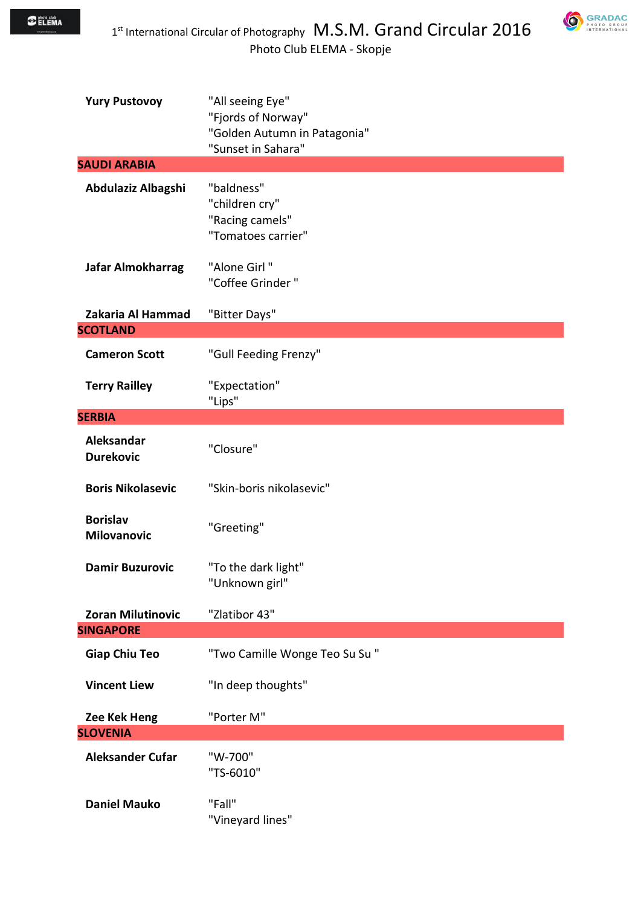| | |
|---|---|
| **Yury Pustovoy** | "All seeing Eye"<br>"Fjords of Norway"<br>"Golden Autumn in Patagonia"<br>"Sunset in Sahara" |
| **SAUDI ARABIA** | |
| **Abdulaziz Albagshi** | "baldness"<br>"children cry"<br>"Racing camels"<br>"Tomatoes carrier" |
| **Jafar Almokharrag** | "Alone Girl "<br>"Coffee Grinder " |
| **Zakaria Al Hammad** | "Bitter Days" |
| **SCOTLAND** | |
| **Cameron Scott** | "Gull Feeding Frenzy" |
| **Terry Railley** | "Expectation"<br>"Lips" |
| **SERBIA** | |
| **Aleksandar Durekovic** | "Closure" |
| **Boris Nikolasevic** | "Skin-boris nikolasevic" |
| **Borislav Milovanovic** | "Greeting" |
| **Damir Buzurovic** | "To the dark light"<br>"Unknown girl" |
| **Zoran Milutinovic** | "Zlatibor 43" |
| **SINGAPORE** | |
| **Giap Chiu Teo** | "Two Camille Wonge Teo Su Su " |
| **Vincent Liew** | "In deep thoughts" |
| **Zee Kek Heng** | "Porter M" |
| **SLOVENIA** | |
| **Aleksander Cufar** | "W-700"<br>"TS-6010" |
| **Daniel Mauko** | "Fall"<br>"Vineyard lines" |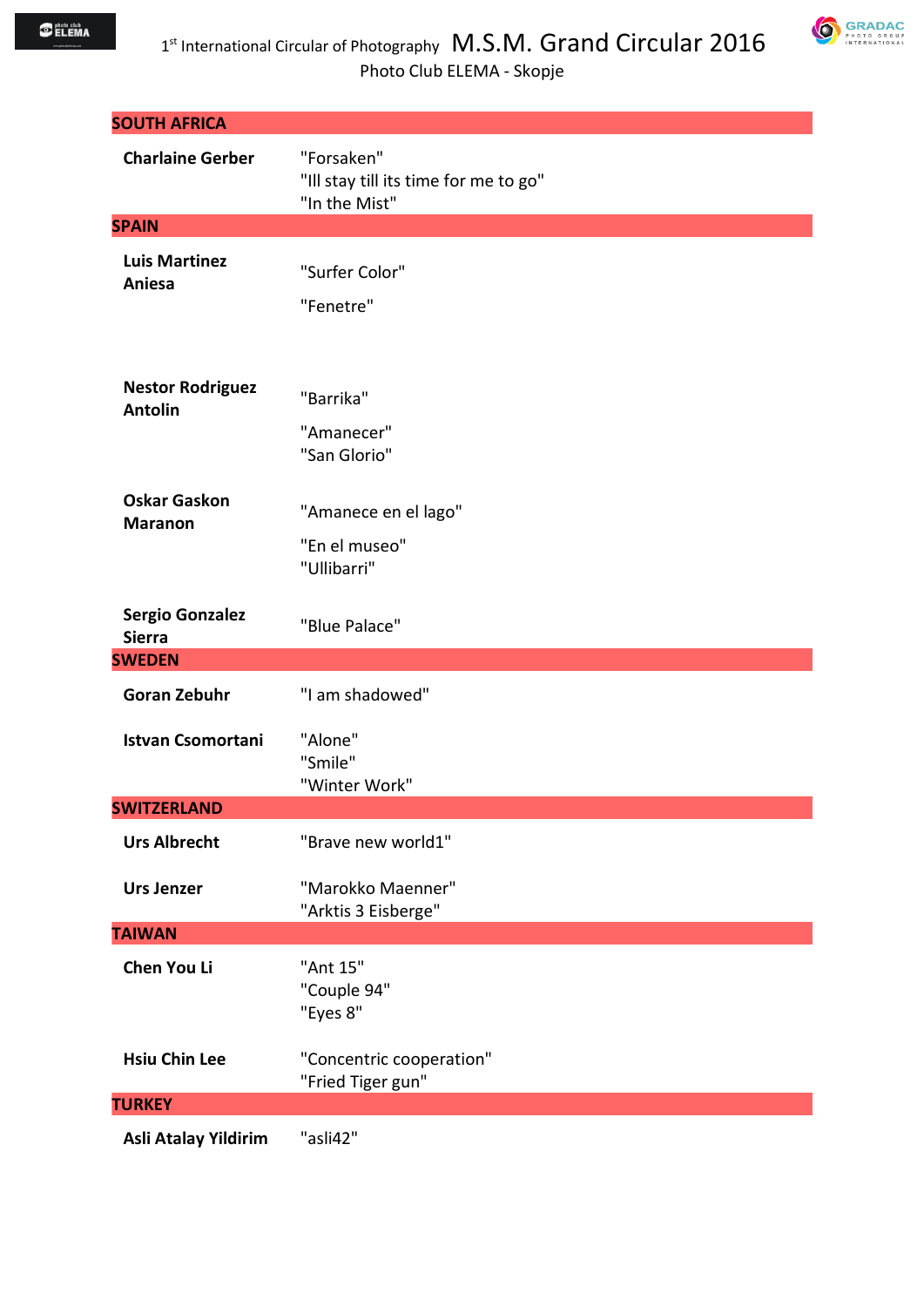## SOUTH AFRICA

| | |
|---|---|
| **Charlaine Gerber** | "Forsaken"<br>"Ill stay till its time for me to go"<br>"In the Mist" |

## SPAIN

| | |
|---|---|
| **Luis Martinez Aniesa** | "Surfer Color"<br>"Fenetre" |
| **Nestor Rodriguez Antolin** | "Barrika"<br>"Amanecer"<br>"San Glorio" |
| **Oskar Gaskon Maranon** | "Amanece en el lago"<br>"En el museo"<br>"Ullibarri" |
| **Sergio Gonzalez Sierra** | "Blue Palace" |

## SWEDEN

| | |
|---|---|
| **Goran Zebuhr** | "I am shadowed" |
| **Istvan Csomortani** | "Alone"<br>"Smile"<br>"Winter Work" |

## SWITZERLAND

| | |
|---|---|
| **Urs Albrecht** | "Brave new world1" |
| **Urs Jenzer** | "Marokko Maenner"<br>"Arktis 3 Eisberge" |

## TAIWAN

| | |
|---|---|
| **Chen You Li** | "Ant 15"<br>"Couple 94"<br>"Eyes 8" |
| **Hsiu Chin Lee** | "Concentric cooperation"<br>"Fried Tiger gun" |

## TURKEY

| | |
|---|---|
| **Asli Atalay Yildirim** | "asli42" |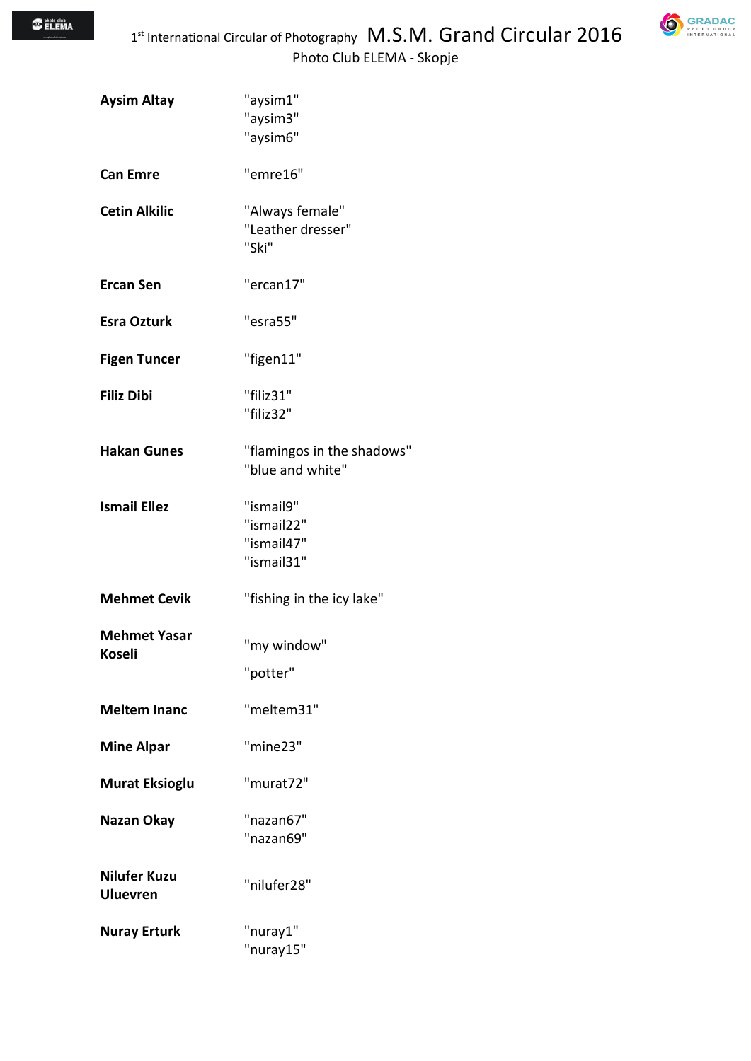| | |
|---|---|
| **Aysim Altay** | "aysim1"<br>"aysim3"<br>"aysim6" |
| **Can Emre** | "emre16" |
| **Cetin Alkilic** | "Always female"<br>"Leather dresser"<br>"Ski" |
| **Ercan Sen** | "ercan17" |
| **Esra Ozturk** | "esra55" |
| **Figen Tuncer** | "figen11" |
| **Filiz Dibi** | "filiz31"<br>"filiz32" |
| **Hakan Gunes** | "flamingos in the shadows"<br>"blue and white" |
| **Ismail Ellez** | "ismail9"<br>"ismail22"<br>"ismail47"<br>"ismail31" |
| **Mehmet Cevik** | "fishing in the icy lake" |
| **Mehmet Yasar Koseli** | "my window"<br>"potter" |
| **Meltem Inanc** | "meltem31" |
| **Mine Alpar** | "mine23" |
| **Murat Eksioglu** | "murat72" |
| **Nazan Okay** | "nazan67"<br>"nazan69" |
| **Nilufer Kuzu Uluevren** | "nilufer28" |
| **Nuray Erturk** | "nuray1"<br>"nuray15" |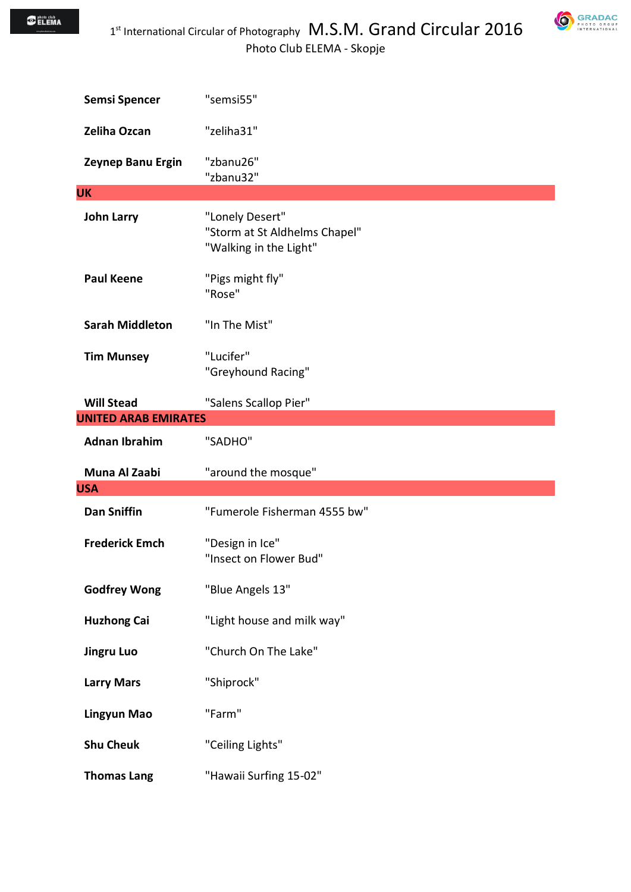| | |
|---|---|
| **Semsi Spencer** | "semsi55" |
| **Zeliha Ozcan** | "zeliha31" |
| **Zeynep Banu Ergin** | "zbanu26"<br>"zbanu32" |
| **UK** | |
| **John Larry** | "Lonely Desert"<br>"Storm at St Aldhelms Chapel"<br>"Walking in the Light" |
| **Paul Keene** | "Pigs might fly"<br>"Rose" |
| **Sarah Middleton** | "In The Mist" |
| **Tim Munsey** | "Lucifer"<br>"Greyhound Racing" |
| **Will Stead** | "Salens Scallop Pier" |
| **UNITED ARAB EMIRATES** | |
| **Adnan Ibrahim** | "SADHO" |
| **Muna Al Zaabi** | "around the mosque" |
| **USA** | |
| **Dan Sniffin** | "Fumerole Fisherman 4555 bw" |
| **Frederick Emch** | "Design in Ice"<br>"Insect on Flower Bud" |
| **Godfrey Wong** | "Blue Angels 13" |
| **Huzhong Cai** | "Light house and milk way" |
| **Jingru Luo** | "Church On The Lake" |
| **Larry Mars** | "Shiprock" |
| **Lingyun Mao** | "Farm" |
| **Shu Cheuk** | "Ceiling Lights" |
| **Thomas Lang** | "Hawaii Surfing 15-02" |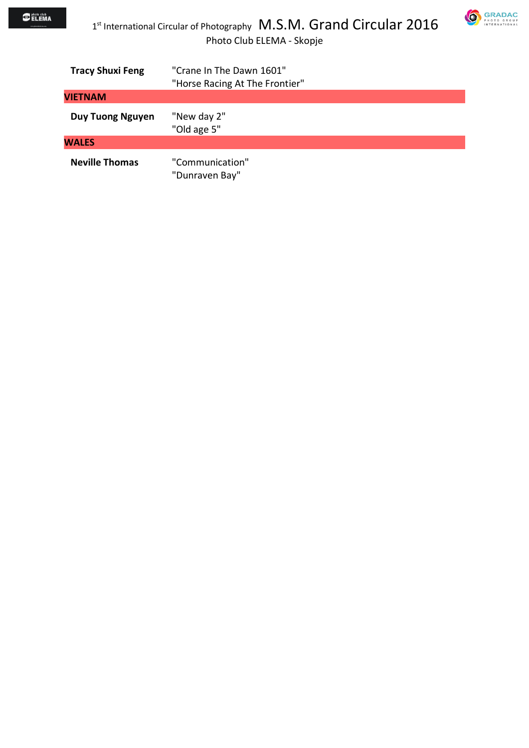**Tracy Shuxi Feng** "Crane In The Dawn 1601"
"Horse Racing At The Frontier"

## VIETNAM

**Duy Tuong Nguyen** "New day 2"
"Old age 5"

## WALES

**Neville Thomas** "Communication"
"Dunraven Bay"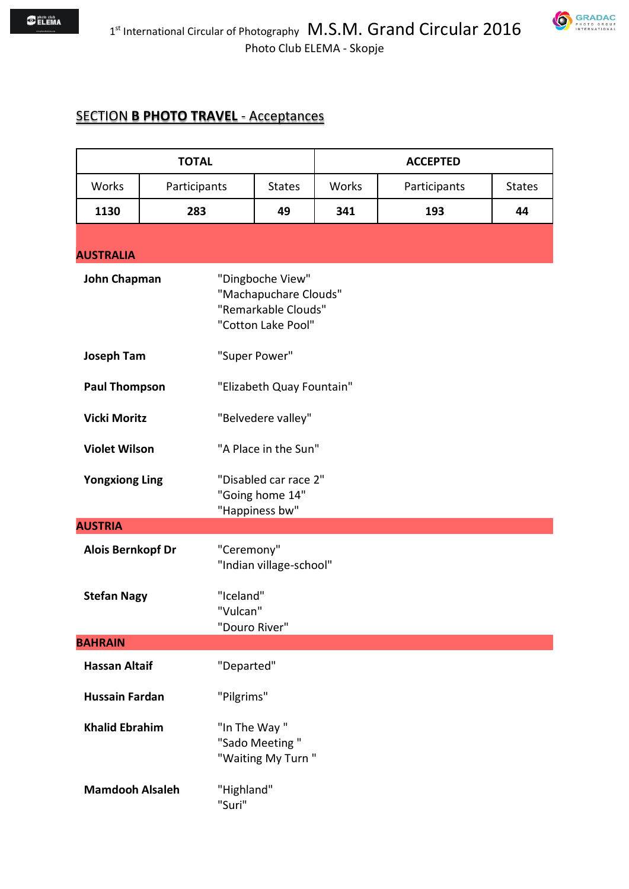## SECTION **B PHOTO TRAVEL** - Acceptances

| TOTAL | | | ACCEPTED | | |
|---|---|---|---|---|---|
| Works | Participants | States | Works | Participants | States |
| **1130** | **283** | **49** | **341** | **193** | **44** |

### AUSTRALIA

| | |
|---|---|
| **John Chapman** | "Dingboche View"<br>"Machapuchare Clouds"<br>"Remarkable Clouds"<br>"Cotton Lake Pool" |
| **Joseph Tam** | "Super Power" |
| **Paul Thompson** | "Elizabeth Quay Fountain" |
| **Vicki Moritz** | "Belvedere valley" |
| **Violet Wilson** | "A Place in the Sun" |
| **Yongxiong Ling** | "Disabled car race 2"<br>"Going home 14"<br>"Happiness bw" |

### AUSTRIA

| | |
|---|---|
| **Alois Bernkopf Dr** | "Ceremony"<br>"Indian village-school" |
| **Stefan Nagy** | "Iceland"<br>"Vulcan"<br>"Douro River" |

### BAHRAIN

| | |
|---|---|
| **Hassan Altaif** | "Departed" |
| **Hussain Fardan** | "Pilgrims" |
| **Khalid Ebrahim** | "In The Way "<br>"Sado Meeting "<br>"Waiting My Turn " |
| **Mamdooh Alsaleh** | "Highland"<br>"Suri" |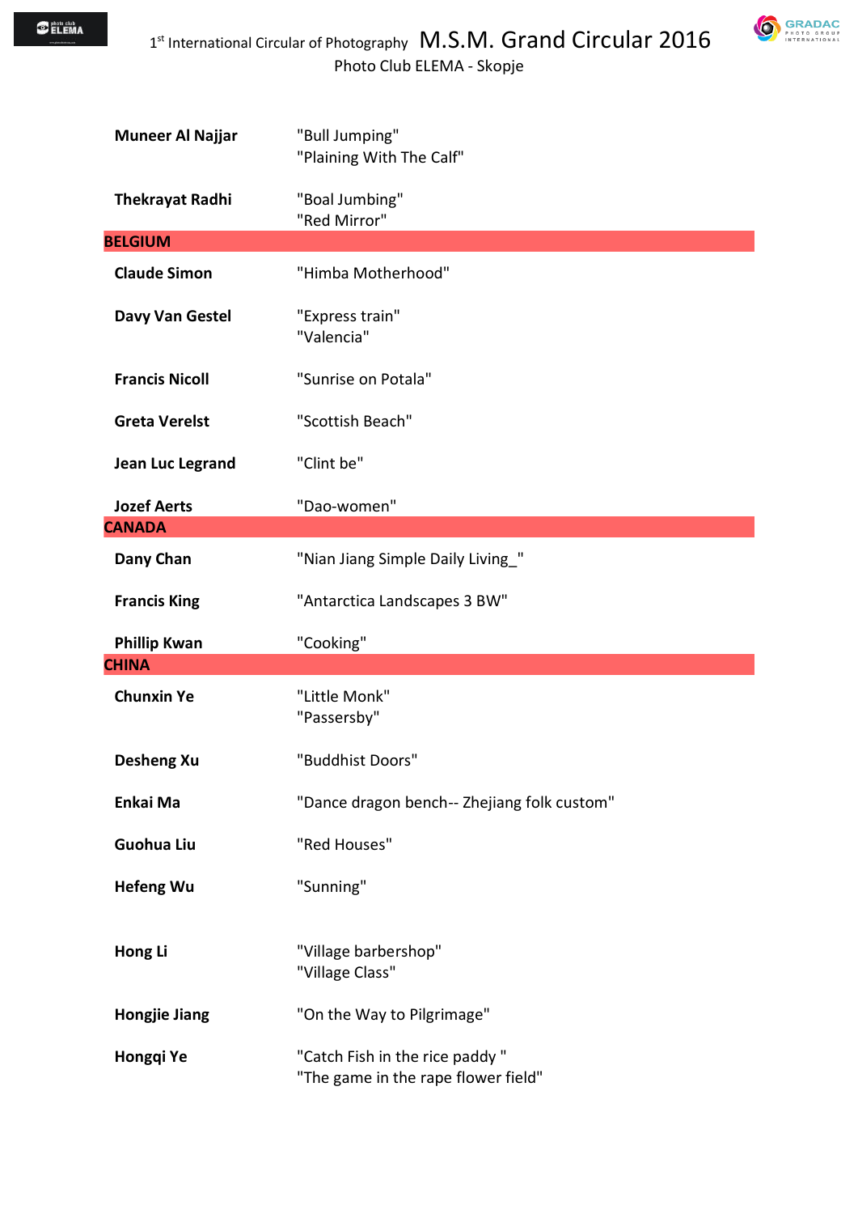| | |
|---|---|
| **Muneer Al Najjar** | "Bull Jumping"<br>"Plaining With The Calf" |
| **Thekrayat Radhi** | "Boal Jumbing"<br>"Red Mirror" |
| **BELGIUM** | |
| **Claude Simon** | "Himba Motherhood" |
| **Davy Van Gestel** | "Express train"<br>"Valencia" |
| **Francis Nicoll** | "Sunrise on Potala" |
| **Greta Verelst** | "Scottish Beach" |
| **Jean Luc Legrand** | "Clint be" |
| **Jozef Aerts** | "Dao-women" |
| **CANADA** | |
| **Dany Chan** | "Nian Jiang Simple Daily Living_" |
| **Francis King** | "Antarctica Landscapes 3 BW" |
| **Phillip Kwan** | "Cooking" |
| **CHINA** | |
| **Chunxin Ye** | "Little Monk"<br>"Passersby" |
| **Desheng Xu** | "Buddhist Doors" |
| **Enkai Ma** | "Dance dragon bench-- Zhejiang folk custom" |
| **Guohua Liu** | "Red Houses" |
| **Hefeng Wu** | "Sunning" |
| **Hong Li** | "Village barbershop"<br>"Village Class" |
| **Hongjie Jiang** | "On the Way to Pilgrimage" |
| **Hongqi Ye** | "Catch Fish in the rice paddy "<br>"The game in the rape flower field" |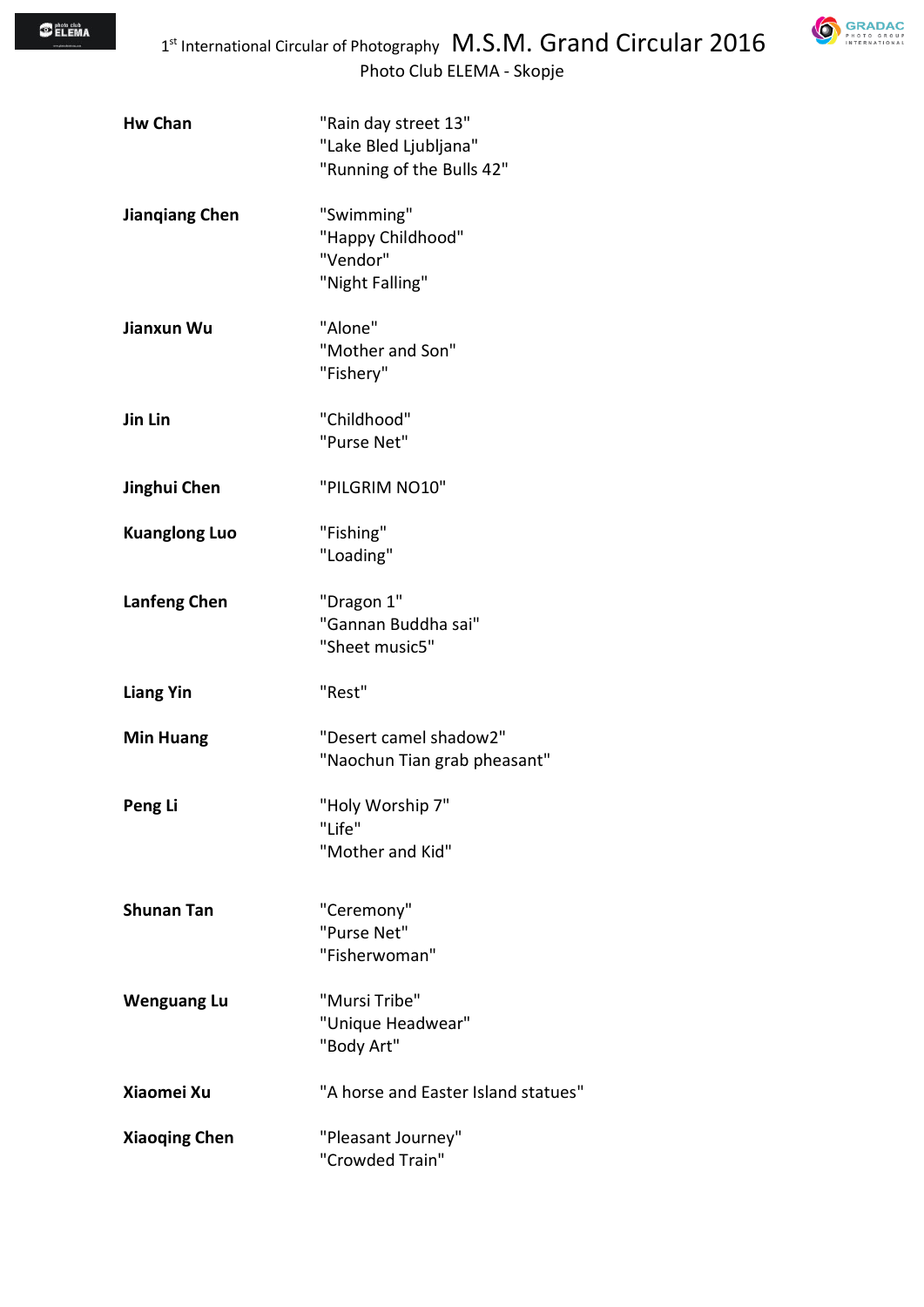| | |
|---|---|
| **Hw Chan** | "Rain day street 13"<br>"Lake Bled Ljubljana"<br>"Running of the Bulls 42" |
| **Jianqiang Chen** | "Swimming"<br>"Happy Childhood"<br>"Vendor"<br>"Night Falling" |
| **Jianxun Wu** | "Alone"<br>"Mother and Son"<br>"Fishery" |
| **Jin Lin** | "Childhood"<br>"Purse Net" |
| **Jinghui Chen** | "PILGRIM NO10" |
| **Kuanglong Luo** | "Fishing"<br>"Loading" |
| **Lanfeng Chen** | "Dragon 1"<br>"Gannan Buddha sai"<br>"Sheet music5" |
| **Liang Yin** | "Rest" |
| **Min Huang** | "Desert camel shadow2"<br>"Naochun Tian grab pheasant" |
| **Peng Li** | "Holy Worship 7"<br>"Life"<br>"Mother and Kid" |
| **Shunan Tan** | "Ceremony"<br>"Purse Net"<br>"Fisherwoman" |
| **Wenguang Lu** | "Mursi Tribe"<br>"Unique Headwear"<br>"Body Art" |
| **Xiaomei Xu** | "A horse and Easter Island statues" |
| **Xiaoqing Chen** | "Pleasant Journey"<br>"Crowded Train" |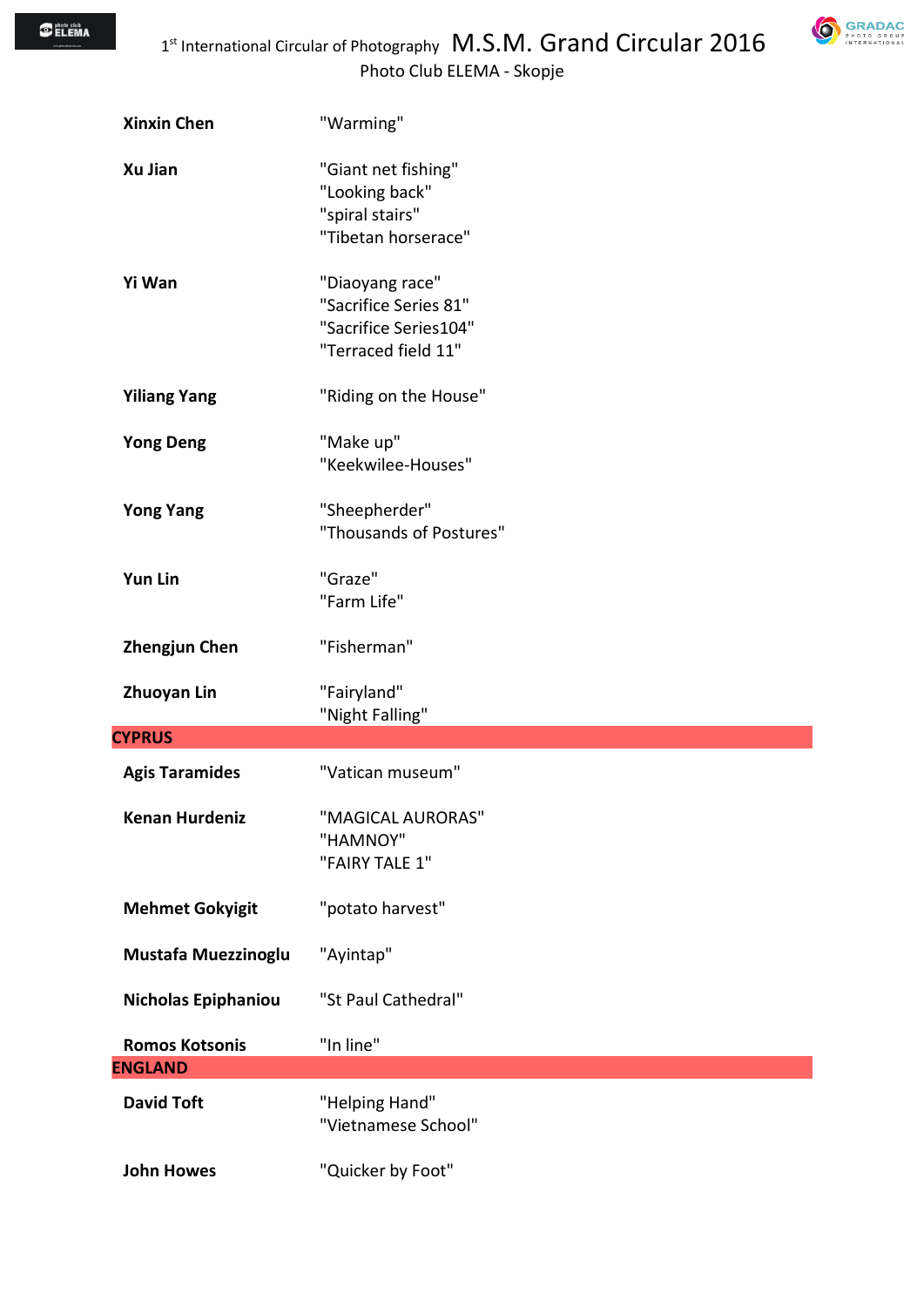| | |
|---|---|
| **Xinxin Chen** | "Warming" |
| **Xu Jian** | "Giant net fishing"<br>"Looking back"<br>"spiral stairs"<br>"Tibetan horserace" |
| **Yi Wan** | "Diaoyang race"<br>"Sacrifice Series 81"<br>"Sacrifice Series104"<br>"Terraced field 11" |
| **Yiliang Yang** | "Riding on the House" |
| **Yong Deng** | "Make up"<br>"Keekwilee-Houses" |
| **Yong Yang** | "Sheepherder"<br>"Thousands of Postures" |
| **Yun Lin** | "Graze"<br>"Farm Life" |
| **Zhengjun Chen** | "Fisherman" |
| **Zhuoyan Lin** | "Fairyland"<br>"Night Falling" |

## CYPRUS

| | |
|---|---|
| **Agis Taramides** | "Vatican museum" |
| **Kenan Hurdeniz** | "MAGICAL AURORAS"<br>"HAMNOY"<br>"FAIRY TALE 1" |
| **Mehmet Gokyigit** | "potato harvest" |
| **Mustafa Muezzinoglu** | "Ayintap" |
| **Nicholas Epiphaniou** | "St Paul Cathedral" |
| **Romos Kotsonis** | "In line" |

## ENGLAND

| | |
|---|---|
| **David Toft** | "Helping Hand"<br>"Vietnamese School" |
| **John Howes** | "Quicker by Foot" |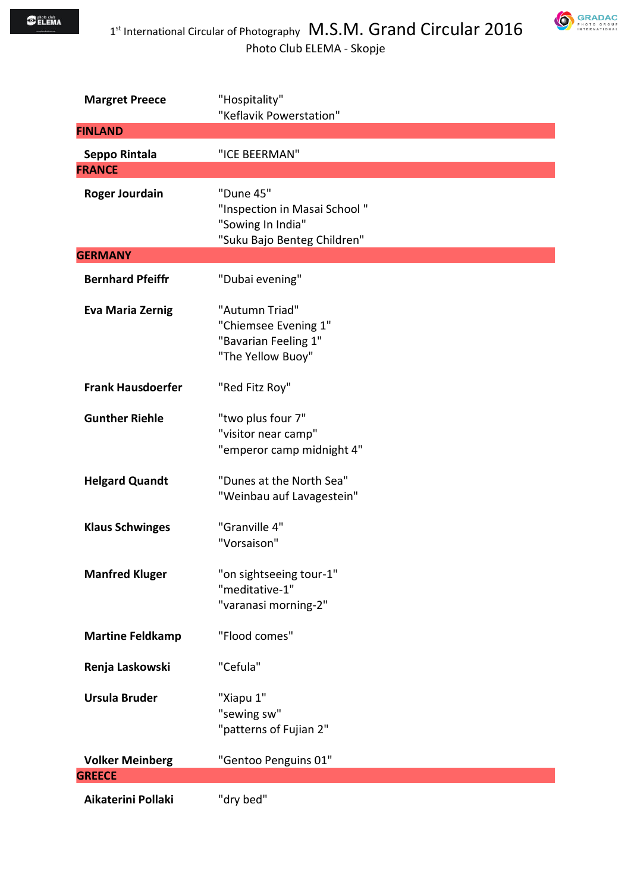| | |
|---|---|
| **Margret Preece** | "Hospitality" |
| | "Keflavik Powerstation" |
| **FINLAND** | |
| **Seppo Rintala** | "ICE BEERMAN" |
| **FRANCE** | |
| **Roger Jourdain** | "Dune 45" |
| | "Inspection in Masai School " |
| | "Sowing In India" |
| | "Suku Bajo Benteg Children" |
| **GERMANY** | |
| **Bernhard Pfeiffr** | "Dubai evening" |
| **Eva Maria Zernig** | "Autumn Triad" |
| | "Chiemsee Evening 1" |
| | "Bavarian Feeling 1" |
| | "The Yellow Buoy" |
| **Frank Hausdoerfer** | "Red Fitz Roy" |
| **Gunther Riehle** | "two plus four 7" |
| | "visitor near camp" |
| | "emperor camp midnight 4" |
| **Helgard Quandt** | "Dunes at the North Sea" |
| | "Weinbau auf Lavagestein" |
| **Klaus Schwinges** | "Granville 4" |
| | "Vorsaison" |
| **Manfred Kluger** | "on sightseeing tour-1" |
| | "meditative-1" |
| | "varanasi morning-2" |
| **Martine Feldkamp** | "Flood comes" |
| **Renja Laskowski** | "Cefula" |
| **Ursula Bruder** | "Xiapu 1" |
| | "sewing sw" |
| | "patterns of Fujian 2" |
| **Volker Meinberg** | "Gentoo Penguins 01" |
| **GREECE** | |
| **Aikaterini Pollaki** | "dry bed" |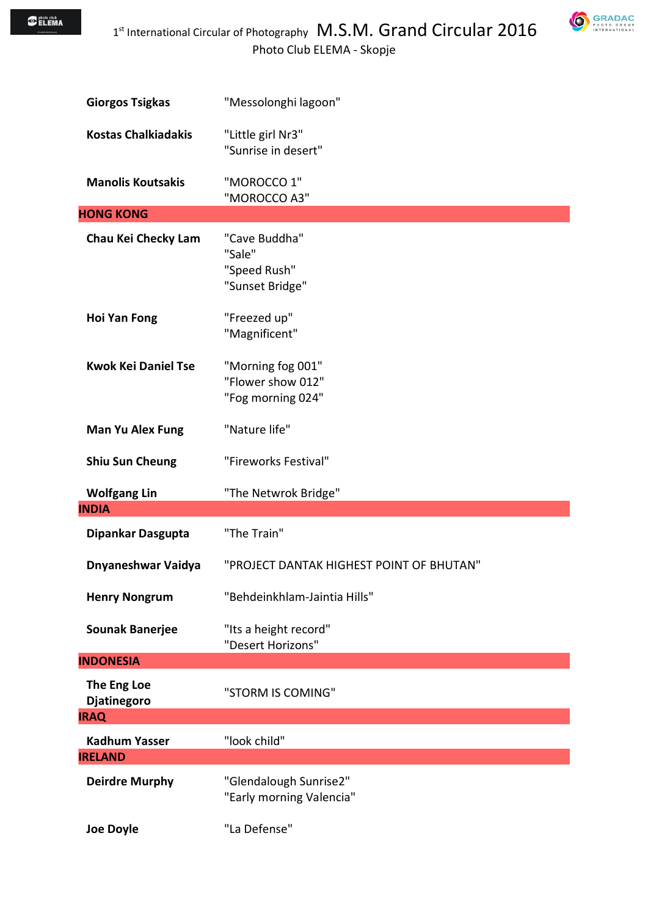| | |
|---|---|
| **Giorgos Tsigkas** | "Messolonghi lagoon" |
| **Kostas Chalkiadakis** | "Little girl Nr3"<br>"Sunrise in desert" |
| **Manolis Koutsakis** | "MOROCCO 1"<br>"MOROCCO A3" |
| **HONG KONG** | |
| **Chau Kei Checky Lam** | "Cave Buddha"<br>"Sale"<br>"Speed Rush"<br>"Sunset Bridge" |
| **Hoi Yan Fong** | "Freezed up"<br>"Magnificent" |
| **Kwok Kei Daniel Tse** | "Morning fog 001"<br>"Flower show 012"<br>"Fog morning 024" |
| **Man Yu Alex Fung** | "Nature life" |
| **Shiu Sun Cheung** | "Fireworks Festival" |
| **Wolfgang Lin** | "The Netwrok Bridge" |
| **INDIA** | |
| **Dipankar Dasgupta** | "The Train" |
| **Dnyaneshwar Vaidya** | "PROJECT DANTAK HIGHEST POINT OF BHUTAN" |
| **Henry Nongrum** | "Behdeinkhlam-Jaintia Hills" |
| **Sounak Banerjee** | "Its a height record"<br>"Desert Horizons" |
| **INDONESIA** | |
| **The Eng Loe Djatinegoro** | "STORM IS COMING" |
| **IRAQ** | |
| **Kadhum Yasser** | "look child" |
| **IRELAND** | |
| **Deirdre Murphy** | "Glendalough Sunrise2"<br>"Early morning Valencia" |
| **Joe Doyle** | "La Defense" |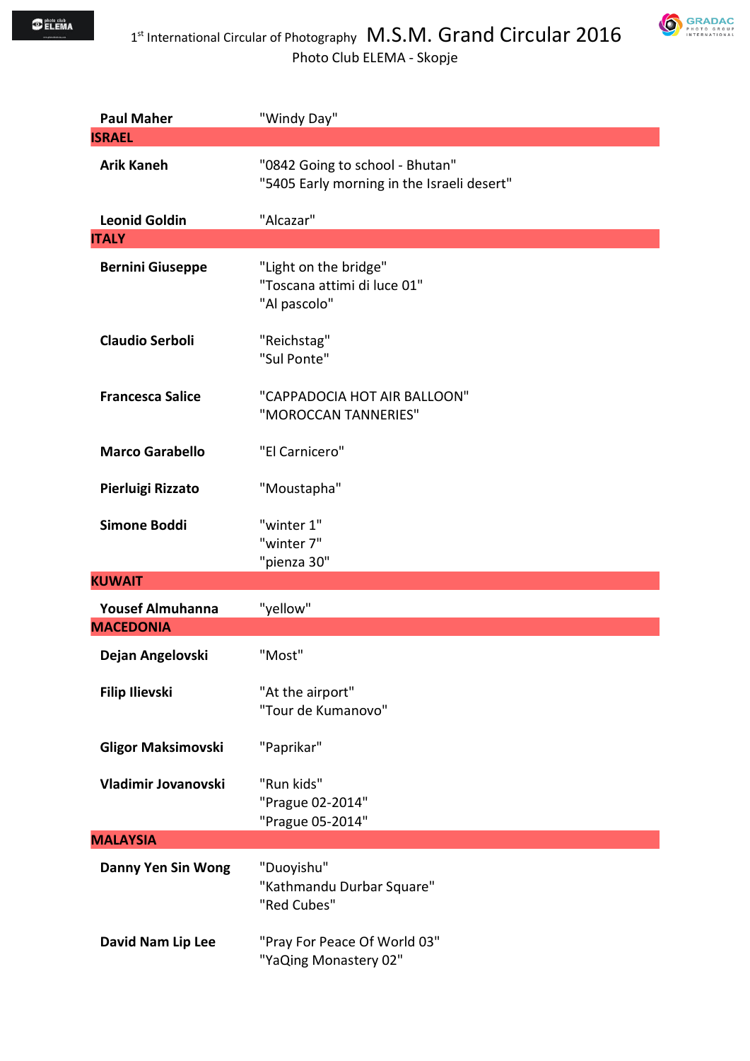| | |
|---|---|
| **Paul Maher** | "Windy Day" |
| **ISRAEL** | |
| **Arik Kaneh** | "0842 Going to school - Bhutan"<br>"5405 Early morning in the Israeli desert" |
| **Leonid Goldin** | "Alcazar" |
| **ITALY** | |
| **Bernini Giuseppe** | "Light on the bridge"<br>"Toscana attimi di luce 01"<br>"Al pascolo" |
| **Claudio Serboli** | "Reichstag"<br>"Sul Ponte" |
| **Francesca Salice** | "CAPPADOCIA HOT AIR BALLOON"<br>"MOROCCAN TANNERIES" |
| **Marco Garabello** | "El Carnicero" |
| **Pierluigi Rizzato** | "Moustapha" |
| **Simone Boddi** | "winter 1"<br>"winter 7"<br>"pienza 30" |
| **KUWAIT** | |
| **Yousef Almuhanna** | "yellow" |
| **MACEDONIA** | |
| **Dejan Angelovski** | "Most" |
| **Filip Ilievski** | "At the airport"<br>"Tour de Kumanovo" |
| **Gligor Maksimovski** | "Paprikar" |
| **Vladimir Jovanovski** | "Run kids"<br>"Prague 02-2014"<br>"Prague 05-2014" |
| **MALAYSIA** | |
| **Danny Yen Sin Wong** | "Duoyishu"<br>"Kathmandu Durbar Square"<br>"Red Cubes" |
| **David Nam Lip Lee** | "Pray For Peace Of World 03"<br>"YaQing Monastery 02" |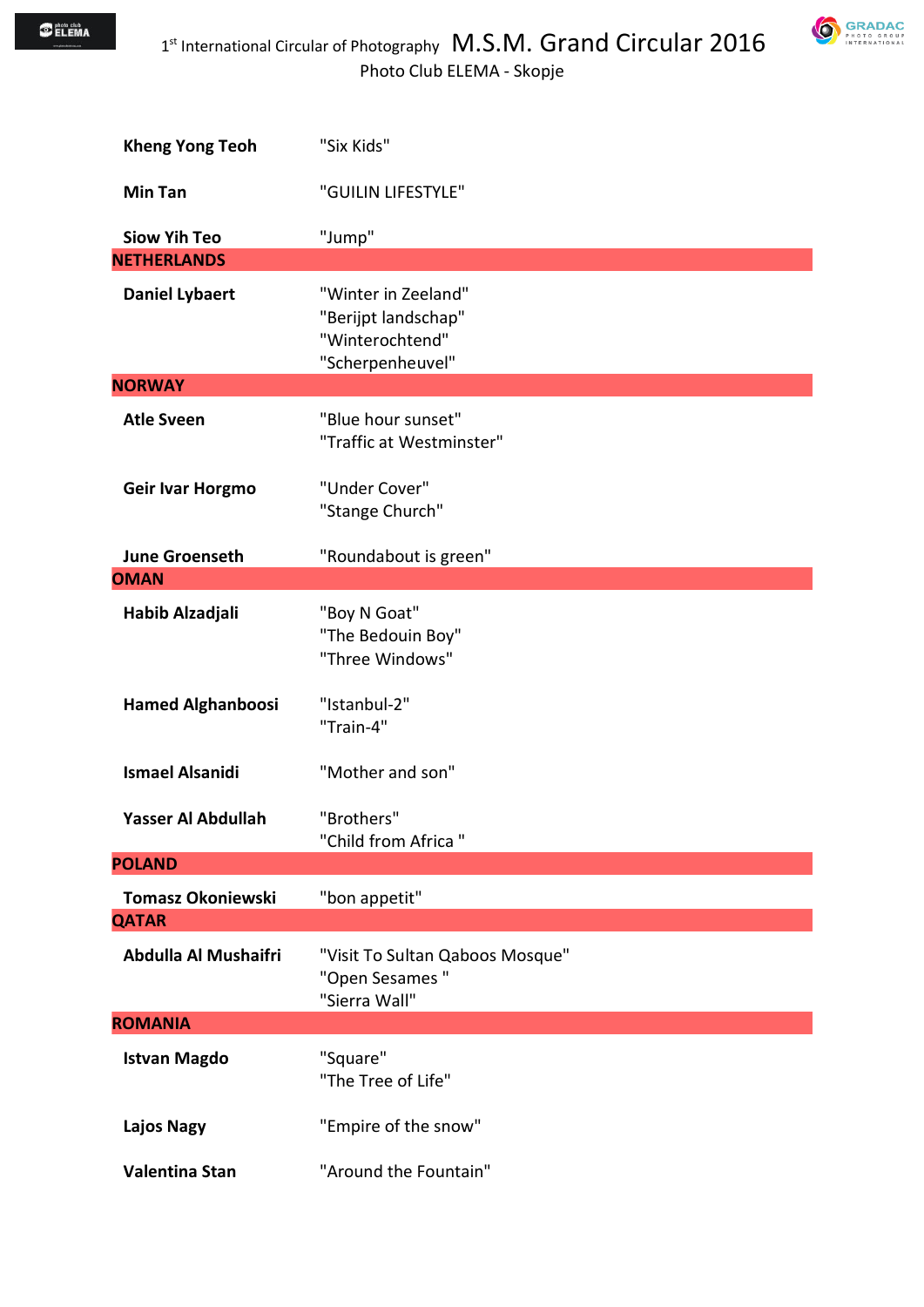| | |
|---|---|
| **Kheng Yong Teoh** | "Six Kids" |
| **Min Tan** | "GUILIN LIFESTYLE" |
| **Siow Yih Teo** | "Jump" |
| **NETHERLANDS** | |
| **Daniel Lybaert** | "Winter in Zeeland"<br>"Berijpt landschap"<br>"Winterochtend"<br>"Scherpenheuvel" |
| **NORWAY** | |
| **Atle Sveen** | "Blue hour sunset"<br>"Traffic at Westminster" |
| **Geir Ivar Horgmo** | "Under Cover"<br>"Stange Church" |
| **June Groenseth** | "Roundabout is green" |
| **OMAN** | |
| **Habib Alzadjali** | "Boy N Goat"<br>"The Bedouin Boy"<br>"Three Windows" |
| **Hamed Alghanboosi** | "Istanbul-2"<br>"Train-4" |
| **Ismael Alsanidi** | "Mother and son" |
| **Yasser Al Abdullah** | "Brothers"<br>"Child from Africa " |
| **POLAND** | |
| **Tomasz Okoniewski** | "bon appetit" |
| **QATAR** | |
| **Abdulla Al Mushaifri** | "Visit To Sultan Qaboos Mosque"<br>"Open Sesames "<br>"Sierra Wall" |
| **ROMANIA** | |
| **Istvan Magdo** | "Square"<br>"The Tree of Life" |
| **Lajos Nagy** | "Empire of the snow" |
| **Valentina Stan** | "Around the Fountain" |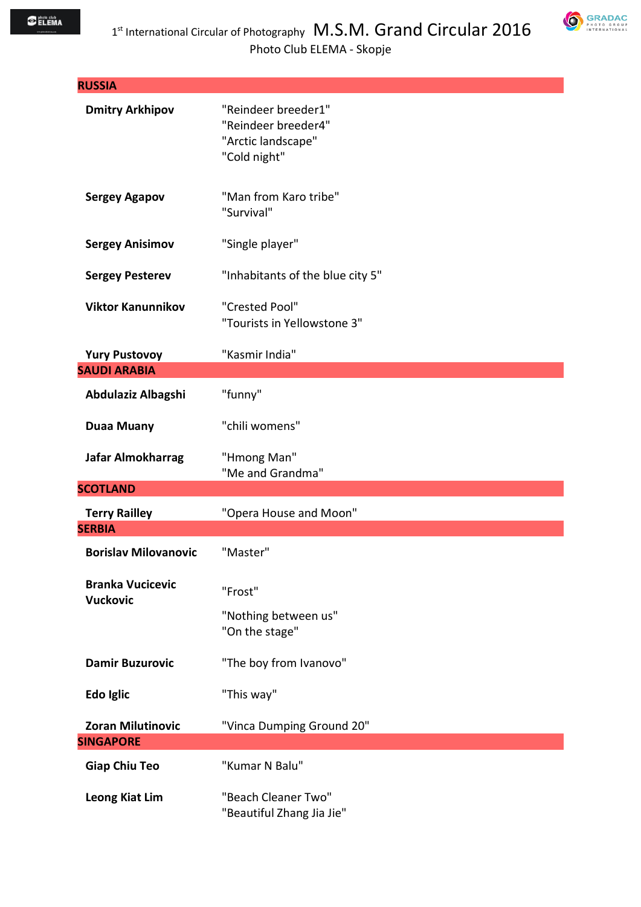## RUSSIA

| | |
|---|---|
| **Dmitry Arkhipov** | "Reindeer breeder1"<br>"Reindeer breeder4"<br>"Arctic landscape"<br>"Cold night" |
| **Sergey Agapov** | "Man from Karo tribe"<br>"Survival" |
| **Sergey Anisimov** | "Single player" |
| **Sergey Pesterev** | "Inhabitants of the blue city 5" |
| **Viktor Kanunnikov** | "Crested Pool"<br>"Tourists in Yellowstone 3" |
| **Yury Pustovoy** | "Kasmir India" |

## SAUDI ARABIA

| | |
|---|---|
| **Abdulaziz Albagshi** | "funny" |
| **Duaa Muany** | "chili womens" |
| **Jafar Almokharrag** | "Hmong Man"<br>"Me and Grandma" |

## SCOTLAND

| | |
|---|---|
| **Terry Railley** | "Opera House and Moon" |

## SERBIA

| | |
|---|---|
| **Borislav Milovanovic** | "Master" |
| **Branka Vucicevic Vuckovic** | "Frost"<br>"Nothing between us"<br>"On the stage" |
| **Damir Buzurovic** | "The boy from Ivanovo" |
| **Edo Iglic** | "This way" |
| **Zoran Milutinovic** | "Vinca Dumping Ground 20" |

## SINGAPORE

| | |
|---|---|
| **Giap Chiu Teo** | "Kumar N Balu" |
| **Leong Kiat Lim** | "Beach Cleaner Two"<br>"Beautiful Zhang Jia Jie" |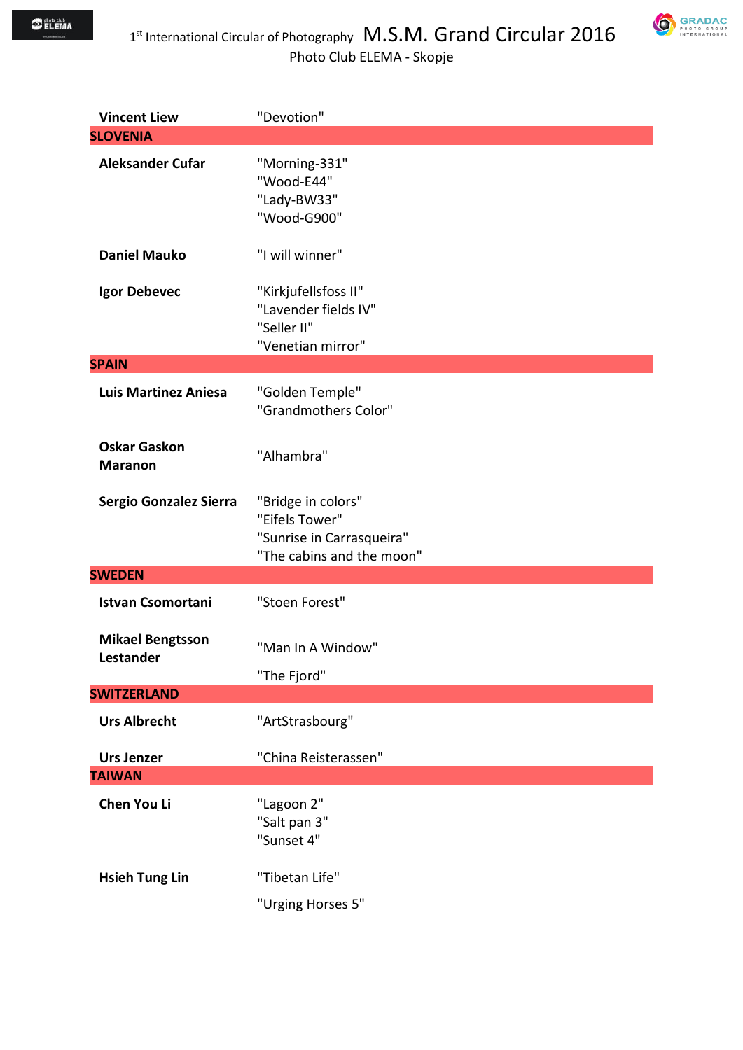| | |
|---|---|
| **Vincent Liew** | "Devotion" |
| **SLOVENIA** | |
| **Aleksander Cufar** | "Morning-331"<br>"Wood-E44"<br>"Lady-BW33"<br>"Wood-G900" |
| **Daniel Mauko** | "I will winner" |
| **Igor Debevec** | "Kirkjufellsfoss II"<br>"Lavender fields IV"<br>"Seller II"<br>"Venetian mirror" |
| **SPAIN** | |
| **Luis Martinez Aniesa** | "Golden Temple"<br>"Grandmothers Color" |
| **Oskar Gaskon Maranon** | "Alhambra" |
| **Sergio Gonzalez Sierra** | "Bridge in colors"<br>"Eifels Tower"<br>"Sunrise in Carrasqueira"<br>"The cabins and the moon" |
| **SWEDEN** | |
| **Istvan Csomortani** | "Stoen Forest" |
| **Mikael Bengtsson Lestander** | "Man In A Window"<br>"The Fjord" |
| **SWITZERLAND** | |
| **Urs Albrecht** | "ArtStrasbourg" |
| **Urs Jenzer** | "China Reisterassen" |
| **TAIWAN** | |
| **Chen You Li** | "Lagoon 2"<br>"Salt pan 3"<br>"Sunset 4" |
| **Hsieh Tung Lin** | "Tibetan Life"<br>"Urging Horses 5" |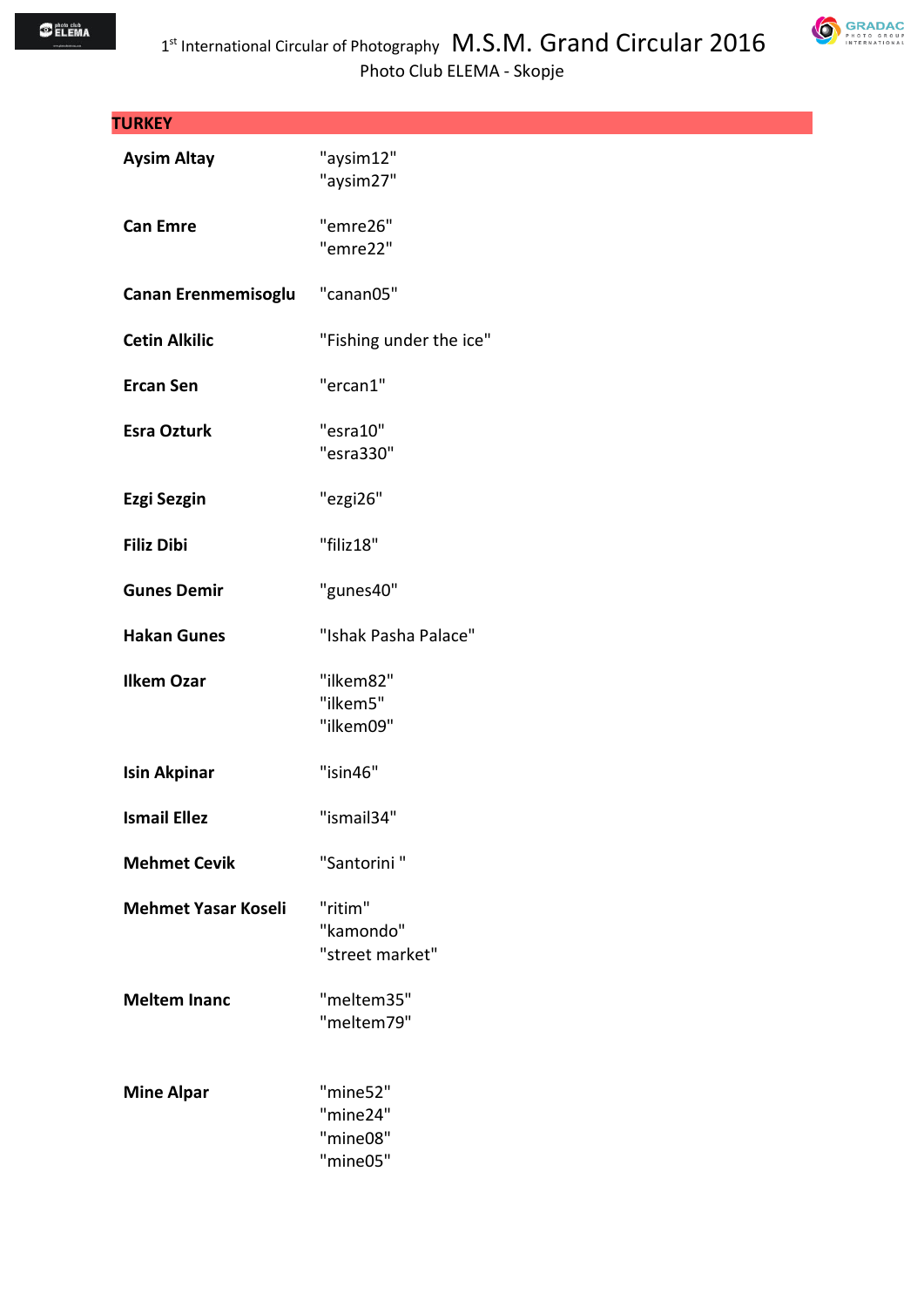## TURKEY

| | |
|---|---|
| **Aysim Altay** | "aysim12"<br>"aysim27" |
| **Can Emre** | "emre26"<br>"emre22" |
| **Canan Erenmemisoglu** | "canan05" |
| **Cetin Alkilic** | "Fishing under the ice" |
| **Ercan Sen** | "ercan1" |
| **Esra Ozturk** | "esra10"<br>"esra330" |
| **Ezgi Sezgin** | "ezgi26" |
| **Filiz Dibi** | "filiz18" |
| **Gunes Demir** | "gunes40" |
| **Hakan Gunes** | "Ishak Pasha Palace" |
| **Ilkem Ozar** | "ilkem82"<br>"ilkem5"<br>"ilkem09" |
| **Isin Akpinar** | "isin46" |
| **Ismail Ellez** | "ismail34" |
| **Mehmet Cevik** | "Santorini " |
| **Mehmet Yasar Koseli** | "ritim"<br>"kamondo"<br>"street market" |
| **Meltem Inanc** | "meltem35"<br>"meltem79" |
| **Mine Alpar** | "mine52"<br>"mine24"<br>"mine08"<br>"mine05" |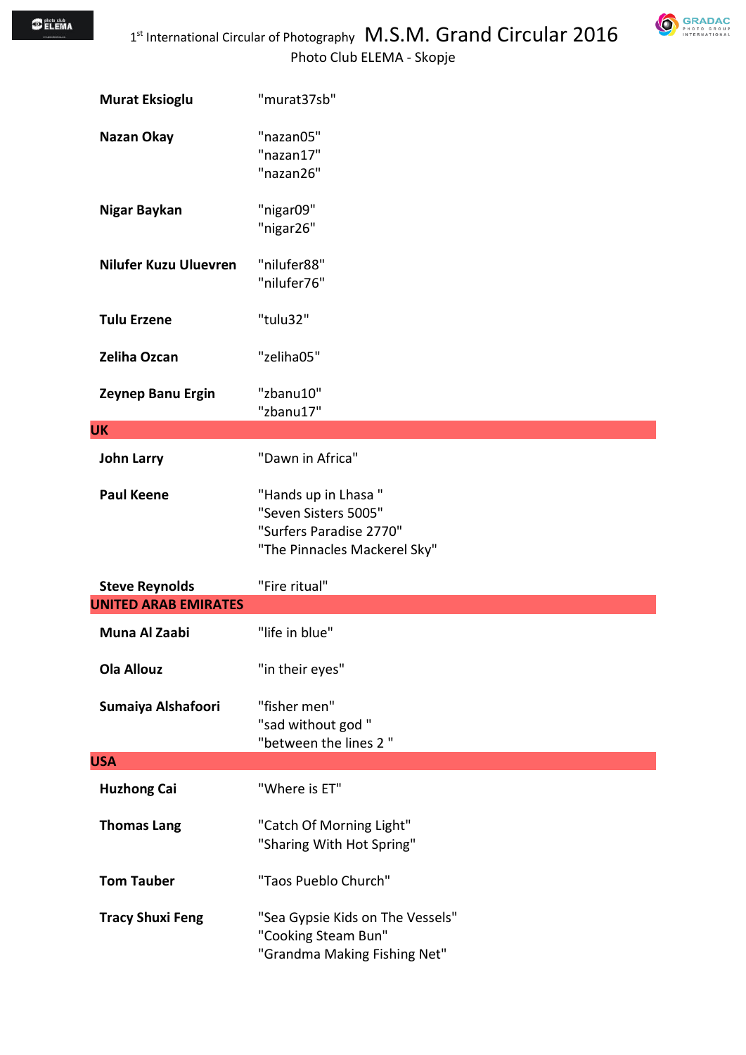| | |
|---|---|
| **Murat Eksioglu** | "murat37sb" |
| **Nazan Okay** | "nazan05"<br>"nazan17"<br>"nazan26" |
| **Nigar Baykan** | "nigar09"<br>"nigar26" |
| **Nilufer Kuzu Uluevren** | "nilufer88"<br>"nilufer76" |
| **Tulu Erzene** | "tulu32" |
| **Zeliha Ozcan** | "zeliha05" |
| **Zeynep Banu Ergin** | "zbanu10"<br>"zbanu17" |
| **UK** | |
| **John Larry** | "Dawn in Africa" |
| **Paul Keene** | "Hands up in Lhasa "<br>"Seven Sisters 5005"<br>"Surfers Paradise 2770"<br>"The Pinnacles Mackerel Sky" |
| **Steve Reynolds** | "Fire ritual" |
| **UNITED ARAB EMIRATES** | |
| **Muna Al Zaabi** | "life in blue" |
| **Ola Allouz** | "in their eyes" |
| **Sumaiya Alshafoori** | "fisher men"<br>"sad without god "<br>"between the lines 2 " |
| **USA** | |
| **Huzhong Cai** | "Where is ET" |
| **Thomas Lang** | "Catch Of Morning Light"<br>"Sharing With Hot Spring" |
| **Tom Tauber** | "Taos Pueblo Church" |
| **Tracy Shuxi Feng** | "Sea Gypsie Kids on The Vessels"<br>"Cooking Steam Bun"<br>"Grandma Making Fishing Net" |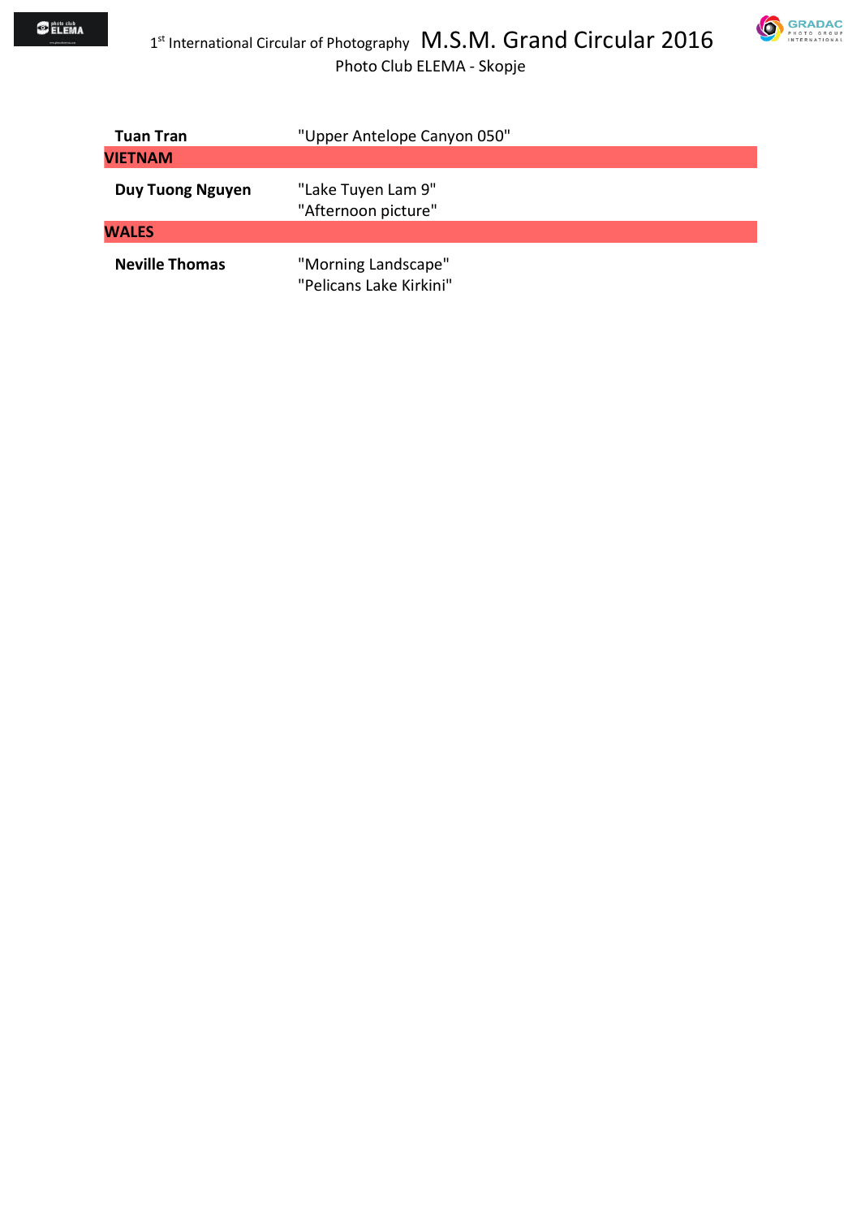| | |
|---|---|
| **Tuan Tran** | "Upper Antelope Canyon 050" |
| **VIETNAM** | |
| **Duy Tuong Nguyen** | "Lake Tuyen Lam 9" |
| | "Afternoon picture" |
| **WALES** | |
| **Neville Thomas** | "Morning Landscape" |
| | "Pelicans Lake Kirkini" |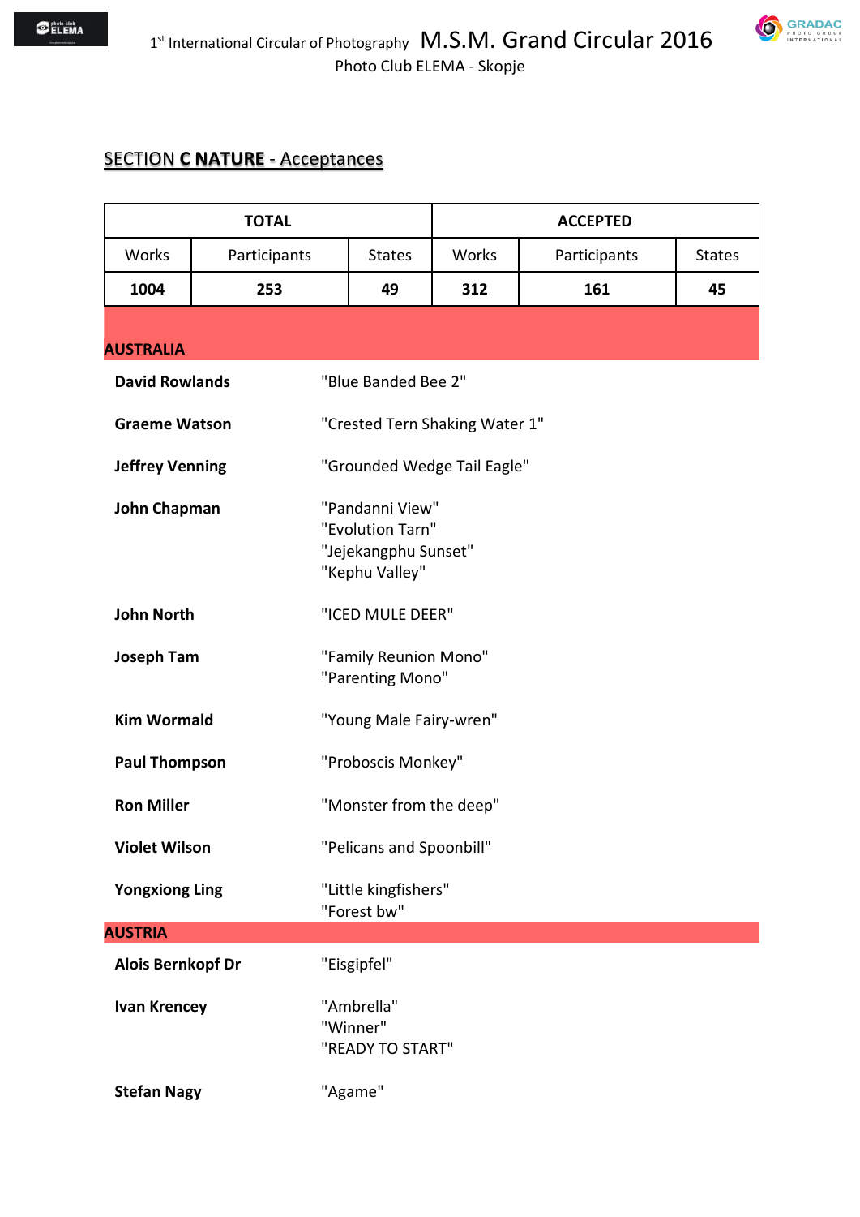1st International Circular of Photography M.S.M. Grand Circular 2016

Photo Club ELEMA - Skopje

## SECTION C NATURE - Acceptances

| TOTAL | | | ACCEPTED | | |
|---|---|---|---|---|---|
| Works | Participants | States | Works | Participants | States |
| **1004** | **253** | **49** | **312** | **161** | **45** |

### AUSTRALIA

| | |
|---|---|
| **David Rowlands** | "Blue Banded Bee 2" |
| **Graeme Watson** | "Crested Tern Shaking Water 1" |
| **Jeffrey Venning** | "Grounded Wedge Tail Eagle" |
| **John Chapman** | "Pandanni View"<br>"Evolution Tarn"<br>"Jejekangphu Sunset"<br>"Kephu Valley" |
| **John North** | "ICED MULE DEER" |
| **Joseph Tam** | "Family Reunion Mono"<br>"Parenting Mono" |
| **Kim Wormald** | "Young Male Fairy-wren" |
| **Paul Thompson** | "Proboscis Monkey" |
| **Ron Miller** | "Monster from the deep" |
| **Violet Wilson** | "Pelicans and Spoonbill" |
| **Yongxiong Ling** | "Little kingfishers"<br>"Forest bw" |

### AUSTRIA

| | |
|---|---|
| **Alois Bernkopf Dr** | "Eisgipfel" |
| **Ivan Krencey** | "Ambrella"<br>"Winner"<br>"READY TO START" |
| **Stefan Nagy** | "Agame" |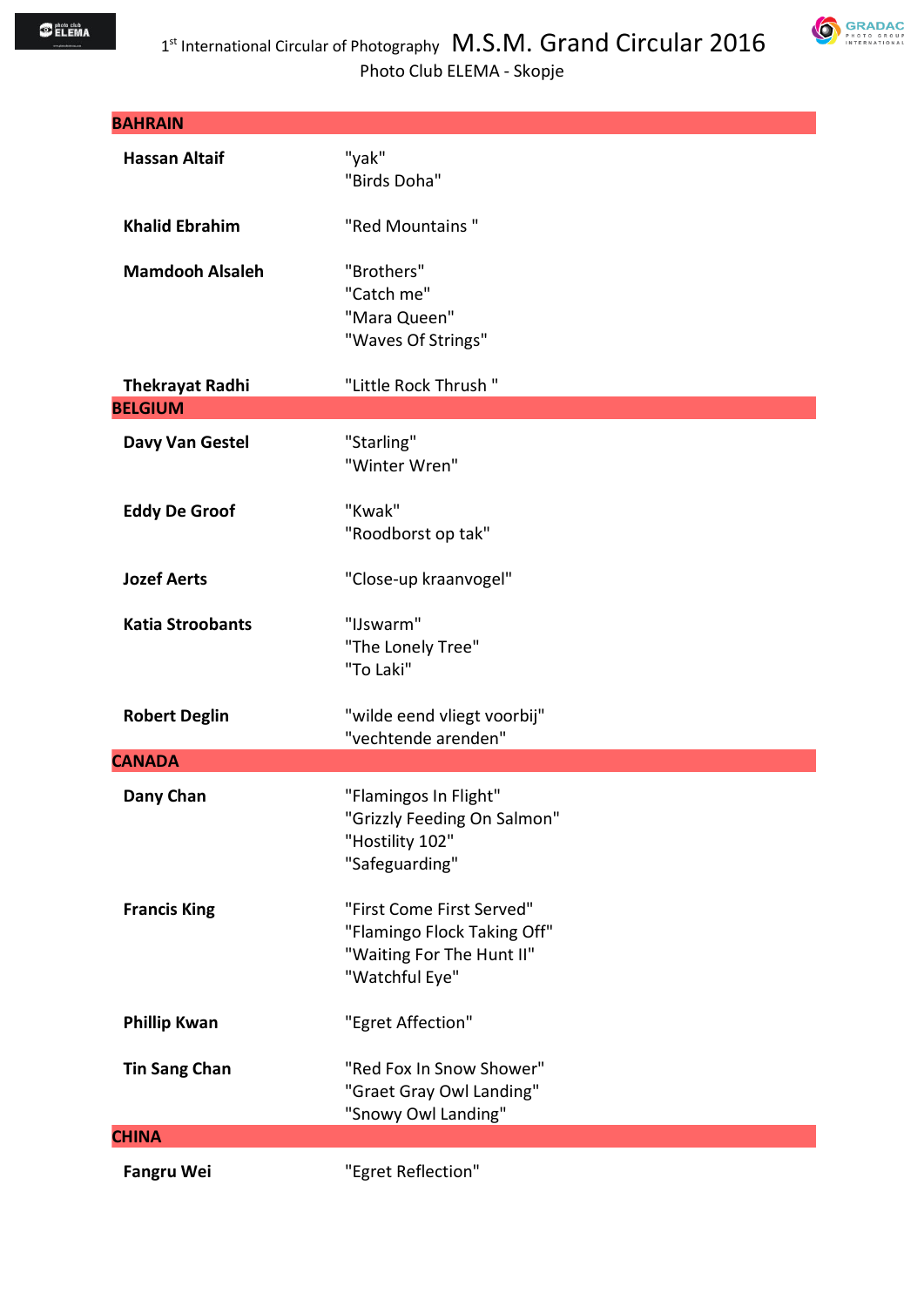1[st] International Circular of Photography **M.S.M. Grand Circular 2016**
Photo Club ELEMA - Skopje

| BAHRAIN | |
|---|---|
| **Hassan Altaif** | "yak"<br>"Birds Doha" |
| **Khalid Ebrahim** | "Red Mountains " |
| **Mamdooh Alsaleh** | "Brothers"<br>"Catch me"<br>"Mara Queen"<br>"Waves Of Strings" |
| **Thekrayat Radhi** | "Little Rock Thrush " |
| **BELGIUM** | |
| **Davy Van Gestel** | "Starling"<br>"Winter Wren" |
| **Eddy De Groof** | "Kwak"<br>"Roodborst op tak" |
| **Jozef Aerts** | "Close-up kraanvogel" |
| **Katia Stroobants** | "IJswarm"<br>"The Lonely Tree"<br>"To Laki" |
| **Robert Deglin** | "wilde eend vliegt voorbij"<br>"vechtende arenden" |
| **CANADA** | |
| **Dany Chan** | "Flamingos In Flight"<br>"Grizzly Feeding On Salmon"<br>"Hostility 102"<br>"Safeguarding" |
| **Francis King** | "First Come First Served"<br>"Flamingo Flock Taking Off"<br>"Waiting For The Hunt II"<br>"Watchful Eye" |
| **Phillip Kwan** | "Egret Affection" |
| **Tin Sang Chan** | "Red Fox In Snow Shower"<br>"Graet Gray Owl Landing"<br>"Snowy Owl Landing" |
| **CHINA** | |
| **Fangru Wei** | "Egret Reflection" |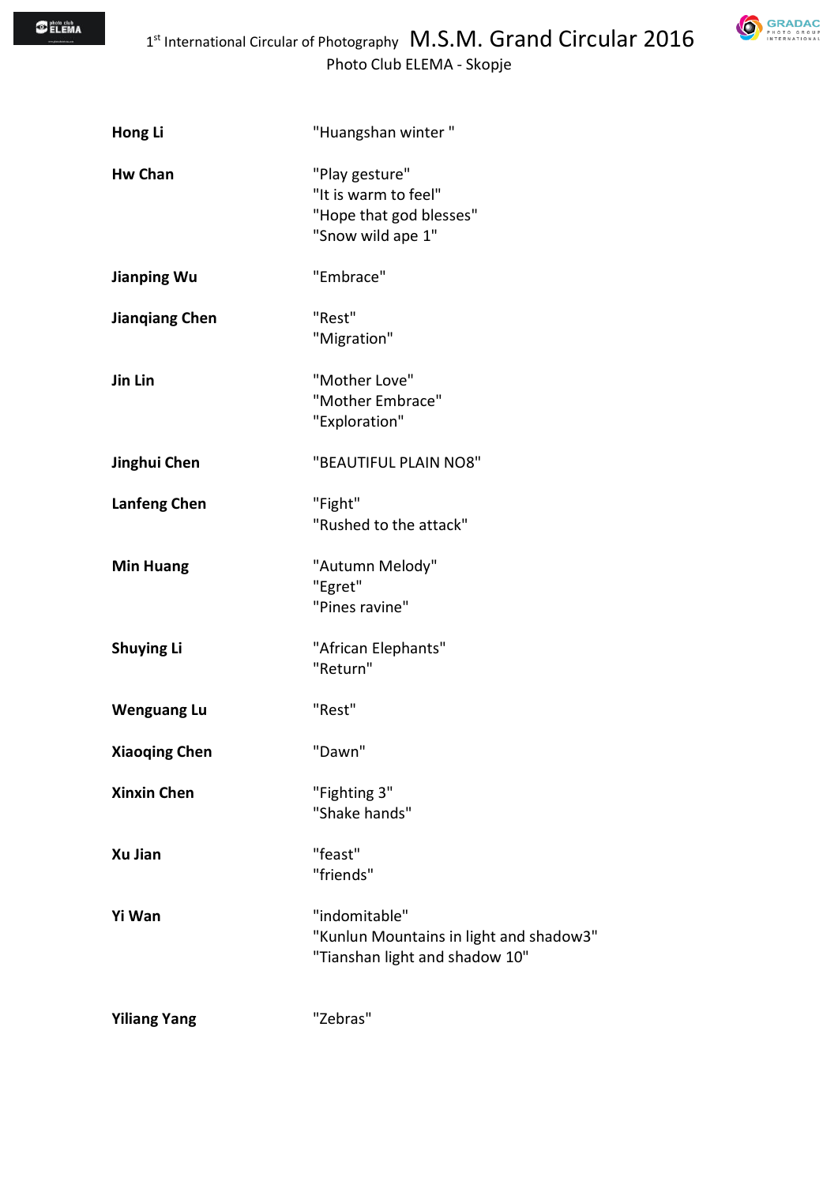**Hong Li**
"Huangshan winter "

**Hw Chan**
"Play gesture"
"It is warm to feel"
"Hope that god blesses"
"Snow wild ape 1"

**Jianping Wu**
"Embrace"

**Jianqiang Chen**
"Rest"
"Migration"

**Jin Lin**
"Mother Love"
"Mother Embrace"
"Exploration"

**Jinghui Chen**
"BEAUTIFUL PLAIN NO8"

**Lanfeng Chen**
"Fight"
"Rushed to the attack"

**Min Huang**
"Autumn Melody"
"Egret"
"Pines ravine"

**Shuying Li**
"African Elephants"
"Return"

**Wenguang Lu**
"Rest"

**Xiaoqing Chen**
"Dawn"

**Xinxin Chen**
"Fighting 3"
"Shake hands"

**Xu Jian**
"feast"
"friends"

**Yi Wan**
"indomitable"
"Kunlun Mountains in light and shadow3"
"Tianshan light and shadow 10"

**Yiliang Yang**
"Zebras"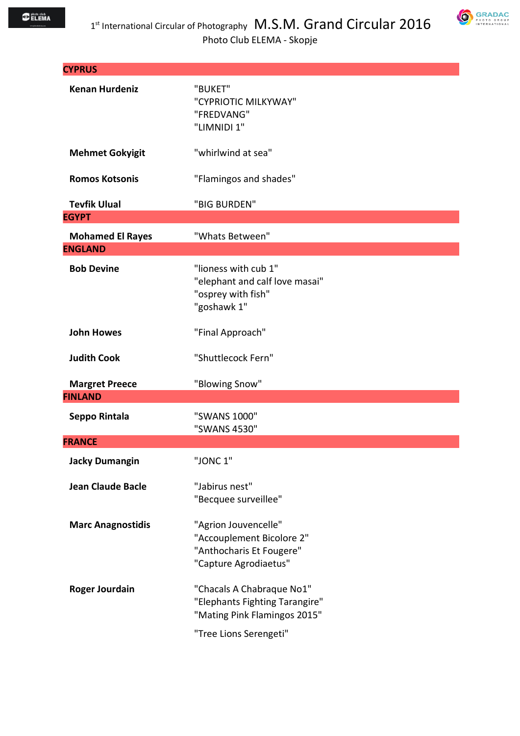[1st] International Circular of Photography M.S.M. Grand Circular 2016

Photo Club ELEMA - Skopje

| CYPRUS | |
|---|---|
| **Kenan Hurdeniz** | "BUKET"<br>"CYPRIOTIC MILKYWAY"<br>"FREDVANG"<br>"LIMNIDI 1" |
| **Mehmet Gokyigit** | "whirlwind at sea" |
| **Romos Kotsonis** | "Flamingos and shades" |
| **Tevfik Ulual** | "BIG BURDEN" |
| **EGYPT** | |
| **Mohamed El Rayes** | "Whats Between" |
| **ENGLAND** | |
| **Bob Devine** | "lioness with cub 1"<br>"elephant and calf love masai"<br>"osprey with fish"<br>"goshawk 1" |
| **John Howes** | "Final Approach" |
| **Judith Cook** | "Shuttlecock Fern" |
| **Margret Preece** | "Blowing Snow" |
| **FINLAND** | |
| **Seppo Rintala** | "SWANS 1000"<br>"SWANS 4530" |
| **FRANCE** | |
| **Jacky Dumangin** | "JONC 1" |
| **Jean Claude Bacle** | "Jabirus nest"<br>"Becquee surveillee" |
| **Marc Anagnostidis** | "Agrion Jouvencelle"<br>"Accouplement Bicolore 2"<br>"Anthocharis Et Fougere"<br>"Capture Agrodiaetus" |
| **Roger Jourdain** | "Chacals A Chabraque No1"<br>"Elephants Fighting Tarangire"<br>"Mating Pink Flamingos 2015"<br>"Tree Lions Serengeti" |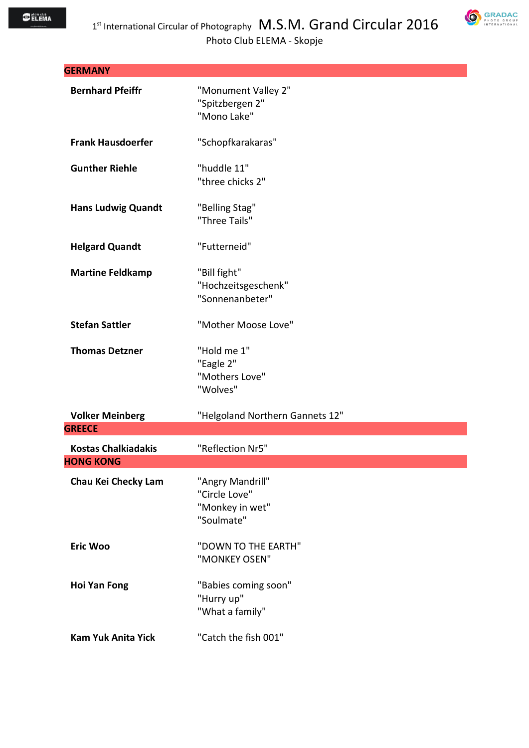## GERMANY

| | |
|---|---|
| **Bernhard Pfeiffr** | "Monument Valley 2"<br>"Spitzbergen 2"<br>"Mono Lake" |
| **Frank Hausdoerfer** | "Schopfkarakaras" |
| **Gunther Riehle** | "huddle 11"<br>"three chicks 2" |
| **Hans Ludwig Quandt** | "Belling Stag"<br>"Three Tails" |
| **Helgard Quandt** | "Futterneid" |
| **Martine Feldkamp** | "Bill fight"<br>"Hochzeitsgeschenk"<br>"Sonnenanbeter" |
| **Stefan Sattler** | "Mother Moose Love" |
| **Thomas Detzner** | "Hold me 1"<br>"Eagle 2"<br>"Mothers Love"<br>"Wolves" |
| **Volker Meinberg** | "Helgoland Northern Gannets 12" |

## GREECE

| | |
|---|---|
| **Kostas Chalkiadakis** | "Reflection Nr5" |

## HONG KONG

| | |
|---|---|
| **Chau Kei Checky Lam** | "Angry Mandrill"<br>"Circle Love"<br>"Monkey in wet"<br>"Soulmate" |
| **Eric Woo** | "DOWN TO THE EARTH"<br>"MONKEY OSEN" |
| **Hoi Yan Fong** | "Babies coming soon"<br>"Hurry up"<br>"What a family" |
| **Kam Yuk Anita Yick** | "Catch the fish 001" |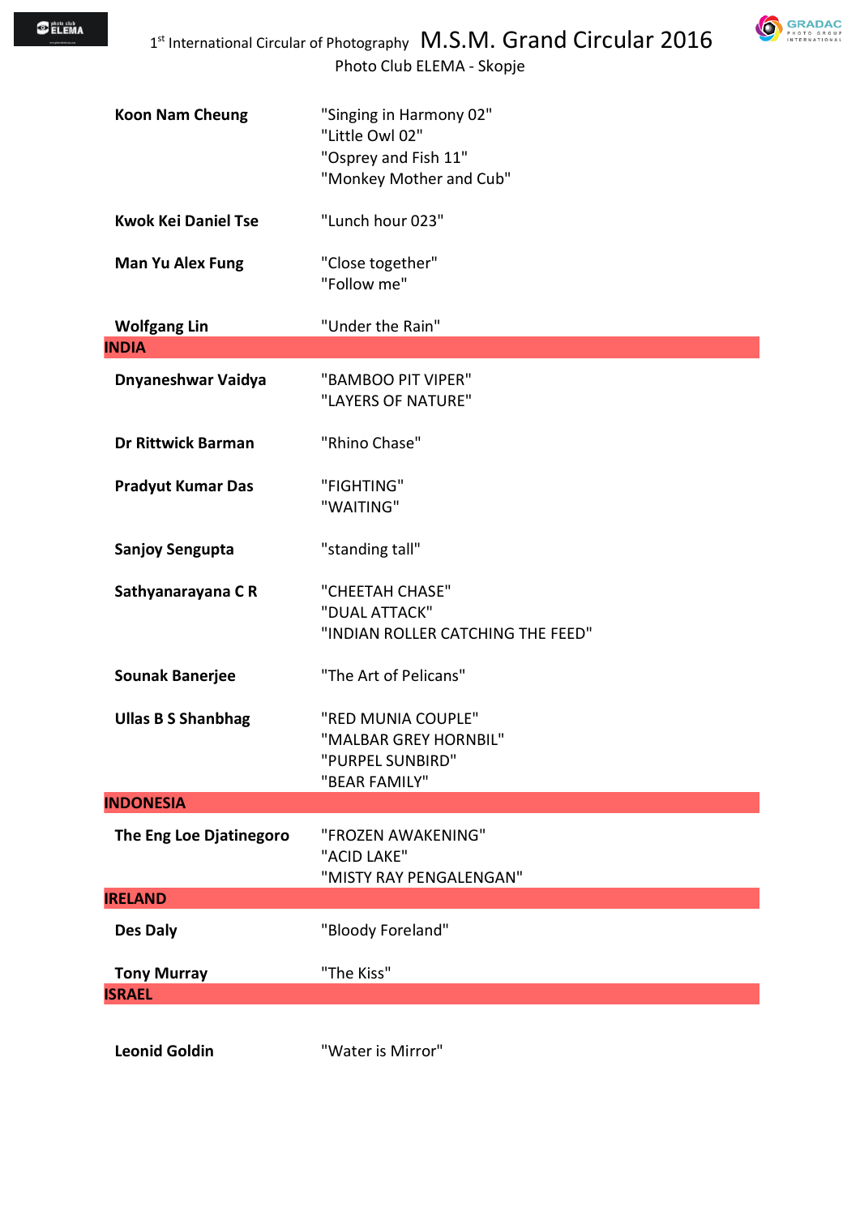| | |
|---|---|
| **Koon Nam Cheung** | "Singing in Harmony 02"<br>"Little Owl 02"<br>"Osprey and Fish 11"<br>"Monkey Mother and Cub" |
| **Kwok Kei Daniel Tse** | "Lunch hour 023" |
| **Man Yu Alex Fung** | "Close together"<br>"Follow me" |
| **Wolfgang Lin** | "Under the Rain" |
| **INDIA** | |
| **Dnyaneshwar Vaidya** | "BAMBOO PIT VIPER"<br>"LAYERS OF NATURE" |
| **Dr Rittwick Barman** | "Rhino Chase" |
| **Pradyut Kumar Das** | "FIGHTING"<br>"WAITING" |
| **Sanjoy Sengupta** | "standing tall" |
| **Sathyanarayana C R** | "CHEETAH CHASE"<br>"DUAL ATTACK"<br>"INDIAN ROLLER CATCHING THE FEED" |
| **Sounak Banerjee** | "The Art of Pelicans" |
| **Ullas B S Shanbhag** | "RED MUNIA COUPLE"<br>"MALBAR GREY HORNBIL"<br>"PURPEL SUNBIRD"<br>"BEAR FAMILY" |
| **INDONESIA** | |
| **The Eng Loe Djatinegoro** | "FROZEN AWAKENING"<br>"ACID LAKE"<br>"MISTY RAY PENGALENGAN" |
| **IRELAND** | |
| **Des Daly** | "Bloody Foreland" |
| **Tony Murray** | "The Kiss" |
| **ISRAEL** | |
| **Leonid Goldin** | "Water is Mirror" |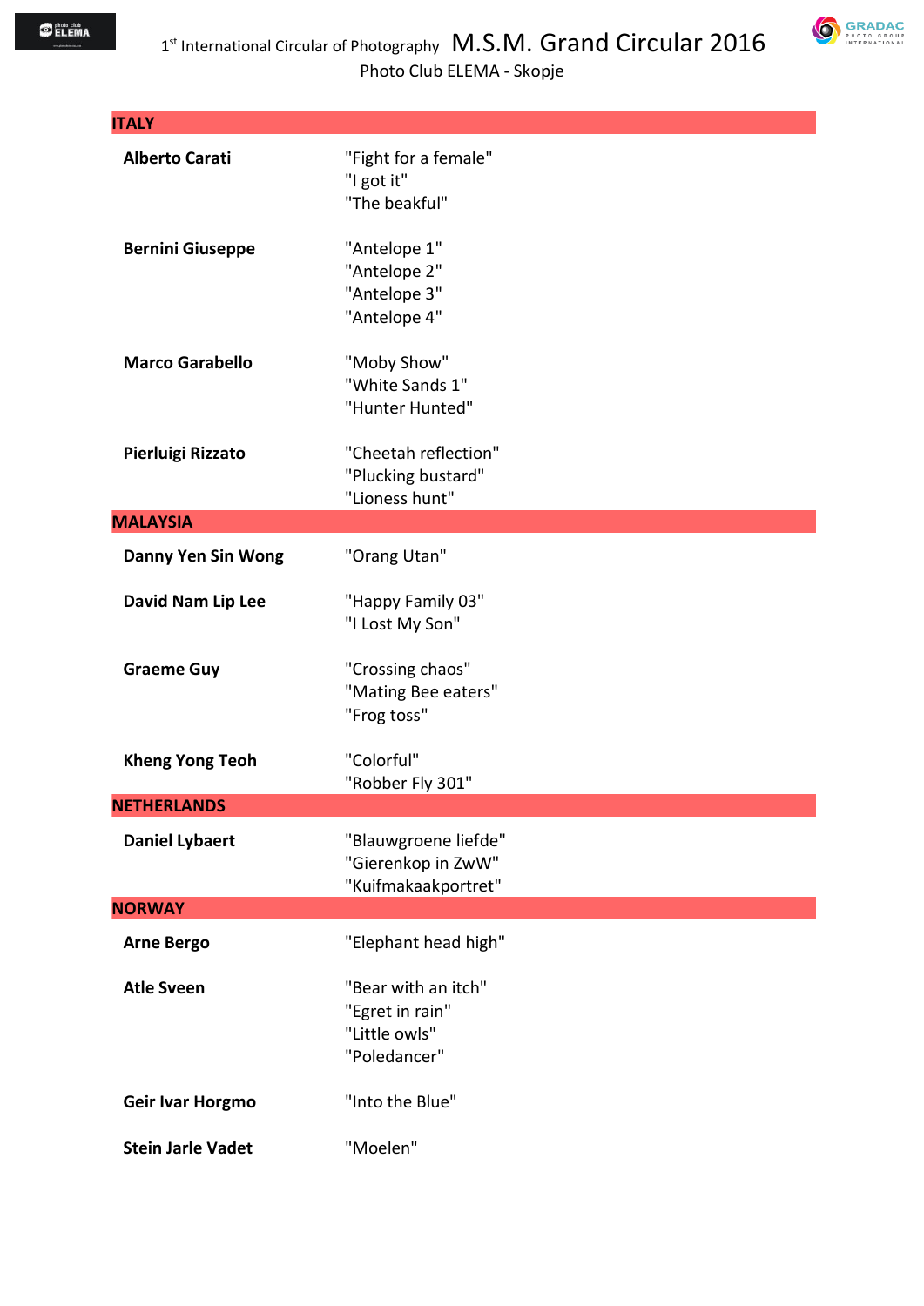## ITALY

| | |
|---|---|
| **Alberto Carati** | "Fight for a female"<br>"I got it"<br>"The beakful" |
| **Bernini Giuseppe** | "Antelope 1"<br>"Antelope 2"<br>"Antelope 3"<br>"Antelope 4" |
| **Marco Garabello** | "Moby Show"<br>"White Sands 1"<br>"Hunter Hunted" |
| **Pierluigi Rizzato** | "Cheetah reflection"<br>"Plucking bustard"<br>"Lioness hunt" |

## MALAYSIA

| | |
|---|---|
| **Danny Yen Sin Wong** | "Orang Utan" |
| **David Nam Lip Lee** | "Happy Family 03"<br>"I Lost My Son" |
| **Graeme Guy** | "Crossing chaos"<br>"Mating Bee eaters"<br>"Frog toss" |
| **Kheng Yong Teoh** | "Colorful"<br>"Robber Fly 301" |

## NETHERLANDS

| | |
|---|---|
| **Daniel Lybaert** | "Blauwgroene liefde"<br>"Gierenkop in ZwW"<br>"Kuifmakaakportret" |

## NORWAY

| | |
|---|---|
| **Arne Bergo** | "Elephant head high" |
| **Atle Sveen** | "Bear with an itch"<br>"Egret in rain"<br>"Little owls"<br>"Poledancer" |
| **Geir Ivar Horgmo** | "Into the Blue" |
| **Stein Jarle Vadet** | "Moelen" |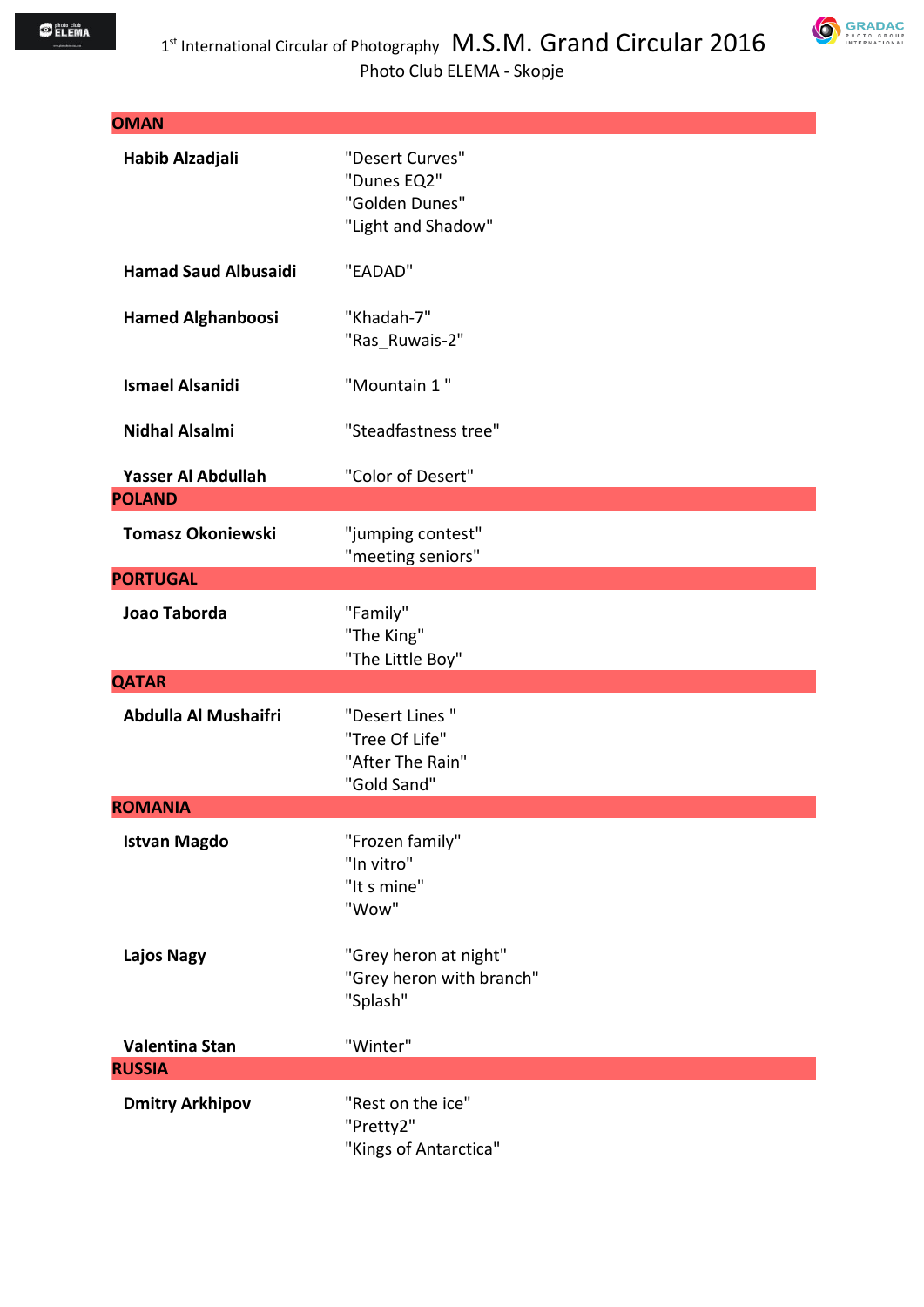| OMAN | |
|---|---|
| **Habib Alzadjali** | "Desert Curves"<br>"Dunes EQ2"<br>"Golden Dunes"<br>"Light and Shadow" |
| **Hamad Saud Albusaidi** | "EADAD" |
| **Hamed Alghanboosi** | "Khadah-7"<br>"Ras_Ruwais-2" |
| **Ismael Alsanidi** | "Mountain 1 " |
| **Nidhal Alsalmi** | "Steadfastness tree" |
| **Yasser Al Abdullah** | "Color of Desert" |
| **POLAND** | |
| **Tomasz Okoniewski** | "jumping contest"<br>"meeting seniors" |
| **PORTUGAL** | |
| **Joao Taborda** | "Family"<br>"The King"<br>"The Little Boy" |
| **QATAR** | |
| **Abdulla Al Mushaifri** | "Desert Lines "<br>"Tree Of Life"<br>"After The Rain"<br>"Gold Sand" |
| **ROMANIA** | |
| **Istvan Magdo** | "Frozen family"<br>"In vitro"<br>"It s mine"<br>"Wow" |
| **Lajos Nagy** | "Grey heron at night"<br>"Grey heron with branch"<br>"Splash" |
| **Valentina Stan** | "Winter" |
| **RUSSIA** | |
| **Dmitry Arkhipov** | "Rest on the ice"<br>"Pretty2"<br>"Kings of Antarctica" |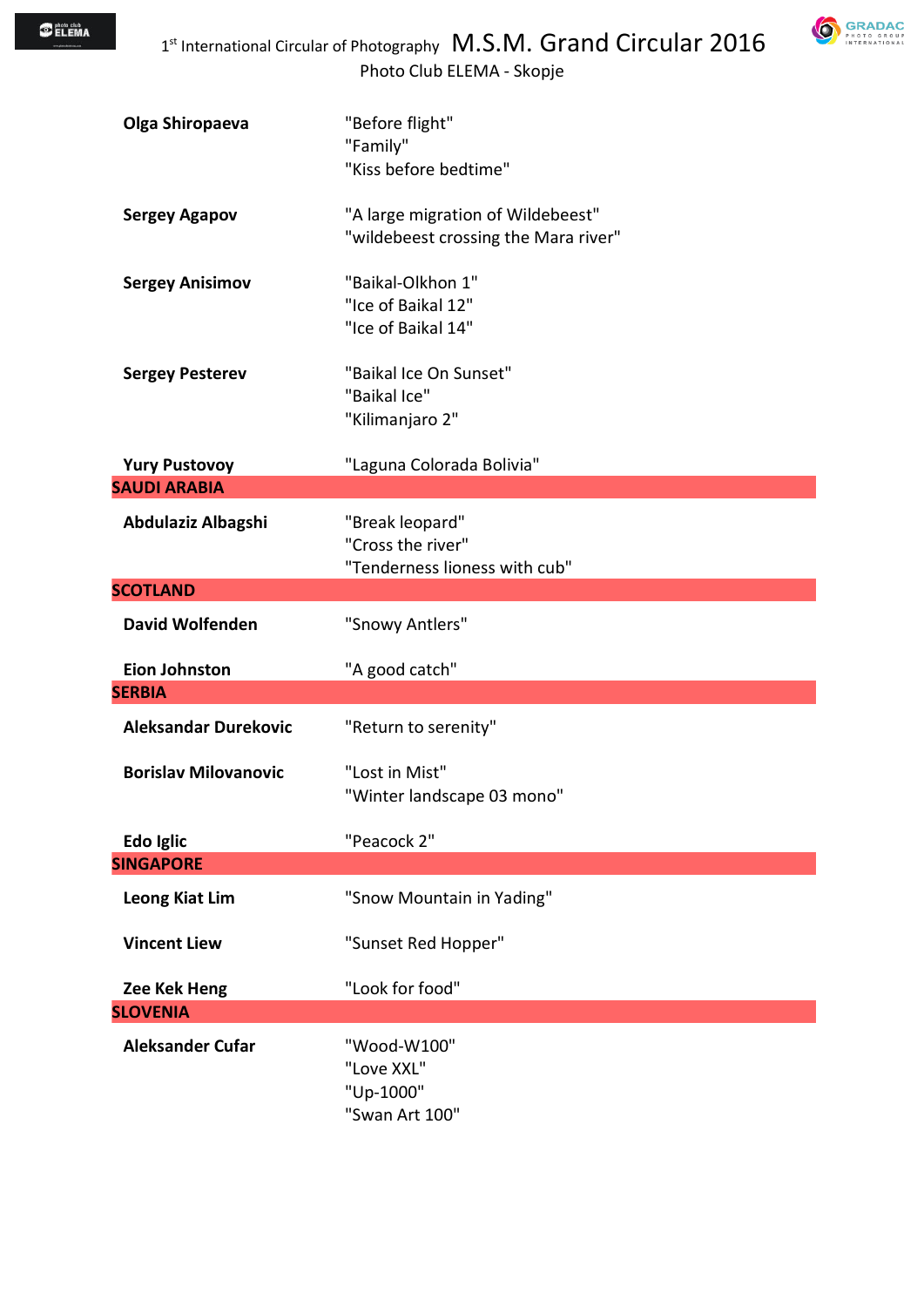| | |
|---|---|
| **Olga Shiropaeva** | "Before flight"<br>"Family"<br>"Kiss before bedtime" |
| **Sergey Agapov** | "A large migration of Wildebeest"<br>"wildebeest crossing the Mara river" |
| **Sergey Anisimov** | "Baikal-Olkhon 1"<br>"Ice of Baikal 12"<br>"Ice of Baikal 14" |
| **Sergey Pesterev** | "Baikal Ice On Sunset"<br>"Baikal Ice"<br>"Kilimanjaro 2" |
| **Yury Pustovoy** | "Laguna Colorada Bolivia" |
| **SAUDI ARABIA** | |
| **Abdulaziz Albagshi** | "Break leopard"<br>"Cross the river"<br>"Tenderness lioness with cub" |
| **SCOTLAND** | |
| **David Wolfenden** | "Snowy Antlers" |
| **Eion Johnston** | "A good catch" |
| **SERBIA** | |
| **Aleksandar Durekovic** | "Return to serenity" |
| **Borislav Milovanovic** | "Lost in Mist"<br>"Winter landscape 03 mono" |
| **Edo Iglic** | "Peacock 2" |
| **SINGAPORE** | |
| **Leong Kiat Lim** | "Snow Mountain in Yading" |
| **Vincent Liew** | "Sunset Red Hopper" |
| **Zee Kek Heng** | "Look for food" |
| **SLOVENIA** | |
| **Aleksander Cufar** | "Wood-W100"<br>"Love XXL"<br>"Up-1000"<br>"Swan Art 100" |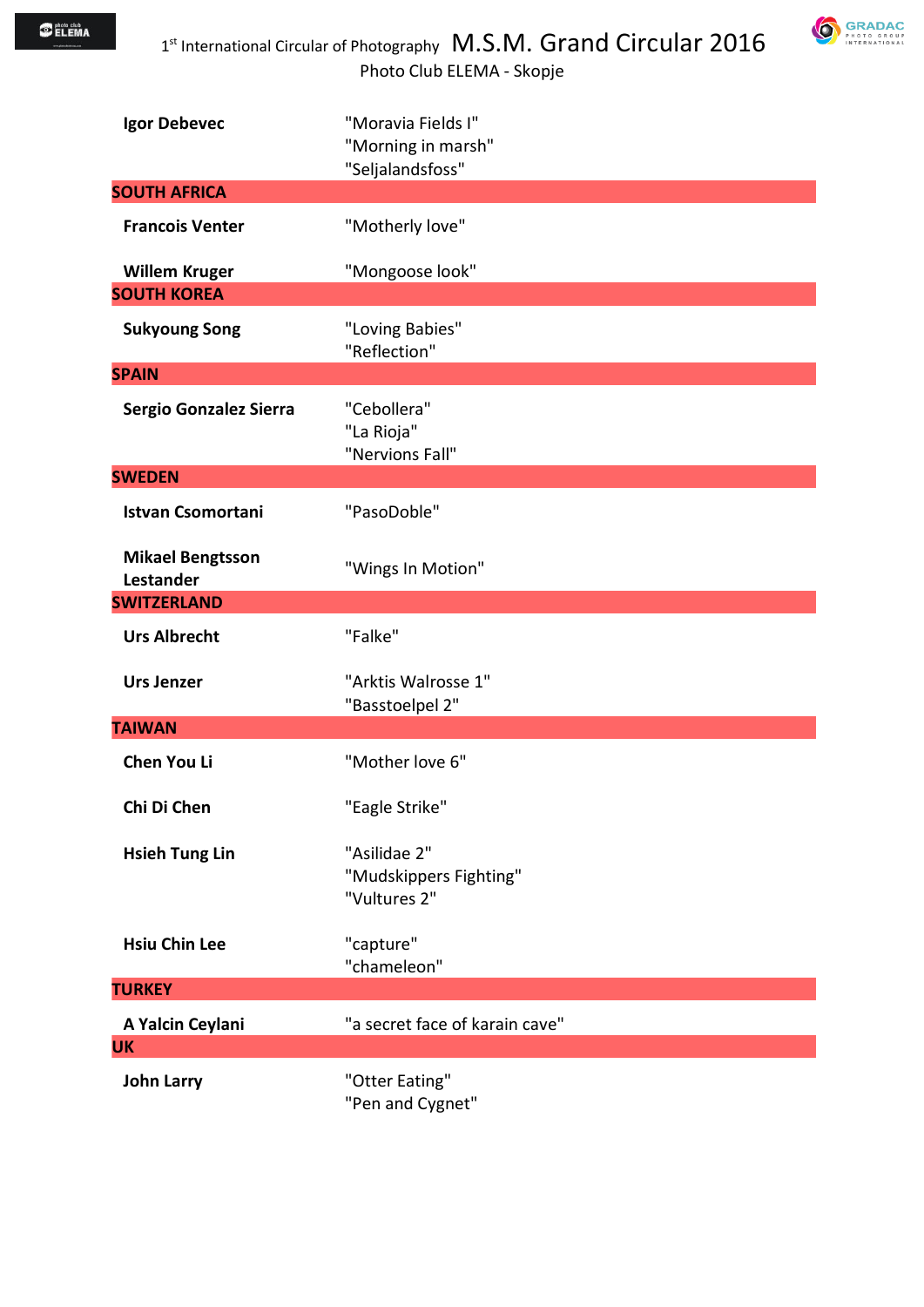| Author | Title |
|---|---|
| **Igor Debevec** | "Moravia Fields I"<br>"Morning in marsh"<br>"Seljalandsfoss" |
| **SOUTH AFRICA** | |
| **Francois Venter** | "Motherly love" |
| **Willem Kruger** | "Mongoose look" |
| **SOUTH KOREA** | |
| **Sukyoung Song** | "Loving Babies"<br>"Reflection" |
| **SPAIN** | |
| **Sergio Gonzalez Sierra** | "Cebollera"<br>"La Rioja"<br>"Nervions Fall" |
| **SWEDEN** | |
| **Istvan Csomortani** | "PasoDoble" |
| **Mikael Bengtsson Lestander** | "Wings In Motion" |
| **SWITZERLAND** | |
| **Urs Albrecht** | "Falke" |
| **Urs Jenzer** | "Arktis Walrosse 1"<br>"Basstoelpel 2" |
| **TAIWAN** | |
| **Chen You Li** | "Mother love 6" |
| **Chi Di Chen** | "Eagle Strike" |
| **Hsieh Tung Lin** | "Asilidae 2"<br>"Mudskippers Fighting"<br>"Vultures 2" |
| **Hsiu Chin Lee** | "capture"<br>"chameleon" |
| **TURKEY** | |
| **A Yalcin Ceylani** | "a secret face of karain cave" |
| **UK** | |
| **John Larry** | "Otter Eating"<br>"Pen and Cygnet" |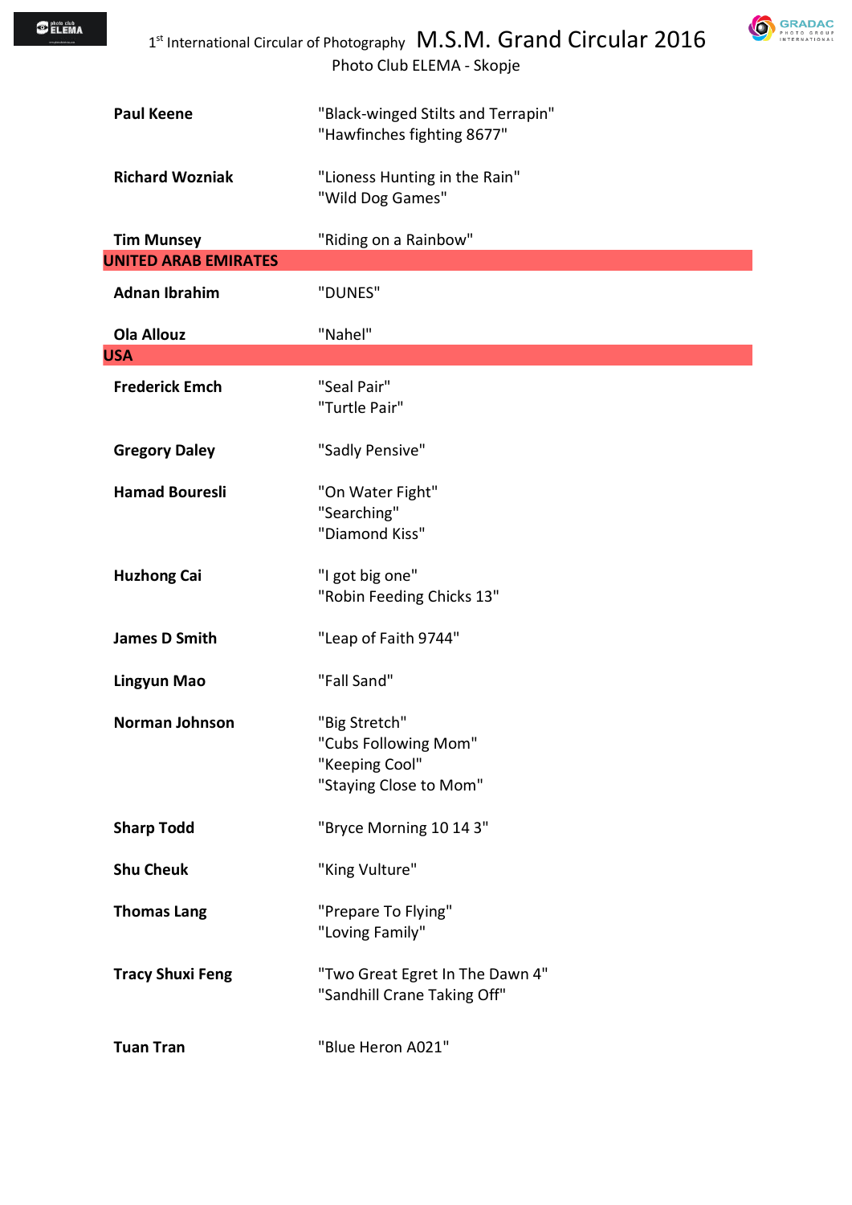| | |
|---|---|
| **Paul Keene** | "Black-winged Stilts and Terrapin"<br>"Hawfinches fighting 8677" |
| **Richard Wozniak** | "Lioness Hunting in the Rain"<br>"Wild Dog Games" |
| **Tim Munsey** | "Riding on a Rainbow" |
| **UNITED ARAB EMIRATES** | |
| **Adnan Ibrahim** | "DUNES" |
| **Ola Allouz** | "Nahel" |
| **USA** | |
| **Frederick Emch** | "Seal Pair"<br>"Turtle Pair" |
| **Gregory Daley** | "Sadly Pensive" |
| **Hamad Bouresli** | "On Water Fight"<br>"Searching"<br>"Diamond Kiss" |
| **Huzhong Cai** | "I got big one"<br>"Robin Feeding Chicks 13" |
| **James D Smith** | "Leap of Faith 9744" |
| **Lingyun Mao** | "Fall Sand" |
| **Norman Johnson** | "Big Stretch"<br>"Cubs Following Mom"<br>"Keeping Cool"<br>"Staying Close to Mom" |
| **Sharp Todd** | "Bryce Morning 10 14 3" |
| **Shu Cheuk** | "King Vulture" |
| **Thomas Lang** | "Prepare To Flying"<br>"Loving Family" |
| **Tracy Shuxi Feng** | "Two Great Egret In The Dawn 4"<br>"Sandhill Crane Taking Off" |
| **Tuan Tran** | "Blue Heron A021" |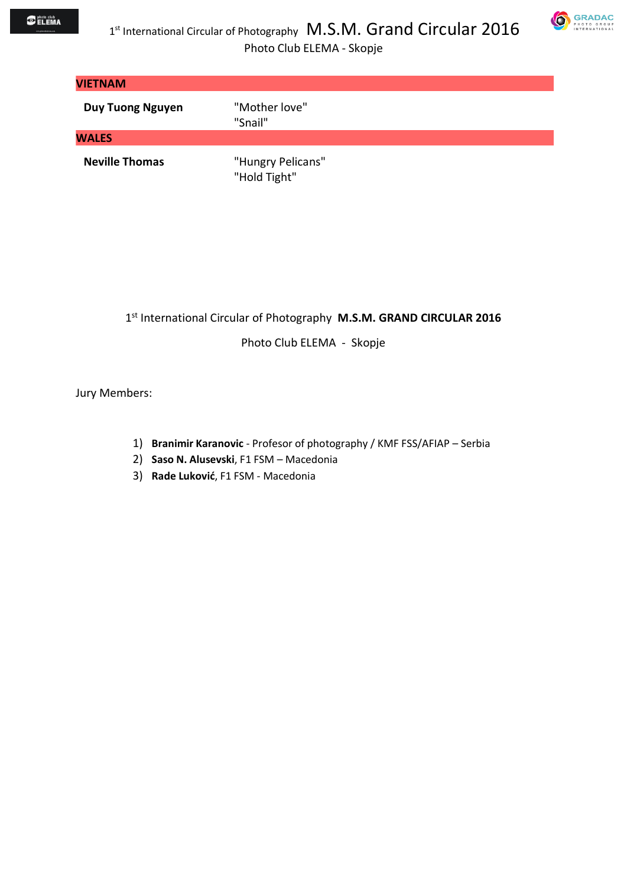| | |
|---|---|
| **VIETNAM** | |
| **Duy Tuong Nguyen** | "Mother love"<br>"Snail" |
| **WALES** | |
| **Neville Thomas** | "Hungry Pelicans"<br>"Hold Tight" |

1st International Circular of Photography **M.S.M. GRAND CIRCULAR 2016**

Photo Club ELEMA - Skopje

Jury Members:

1) **Branimir Karanovic** - Profesor of photography / KMF FSS/AFIAP – Serbia
2) **Saso N. Alusevski**, F1 FSM – Macedonia
3) **Rade Luković**, F1 FSM - Macedonia